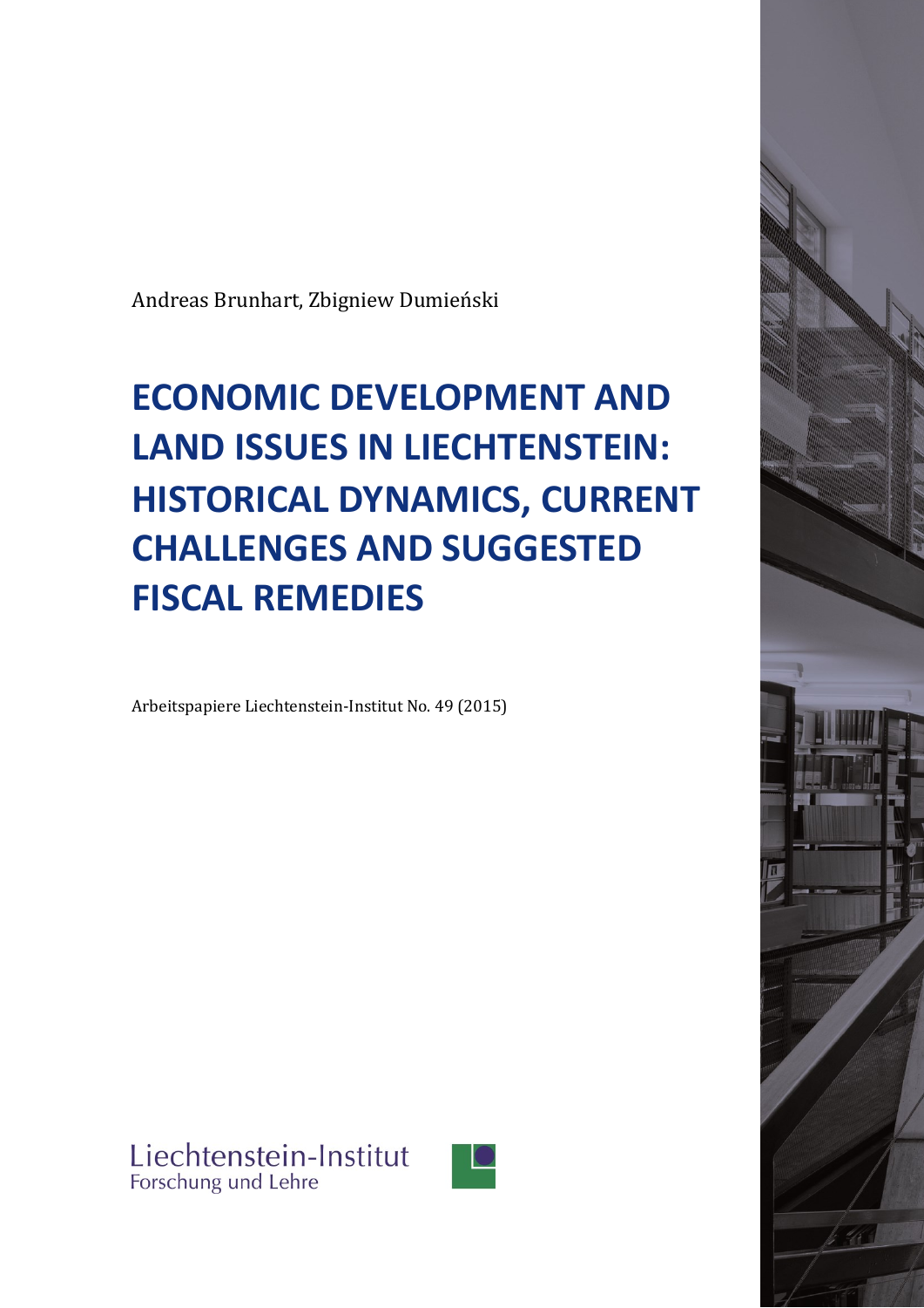Andreas Brunhart, Zbigniew Dumieński

# ECONOMIC DEVELOPMENT AND LAND ISSUES IN LIECHTENSTEIN: HISTORICAL DYNAMICS, CURRENT CHALLENGES AND SUGGESTED FISCAL REMEDIES

Arbeitspapiere Liechtenstein-Institut No. 49 (2015)

Liechtenstein-Institut
Forschung und Lehre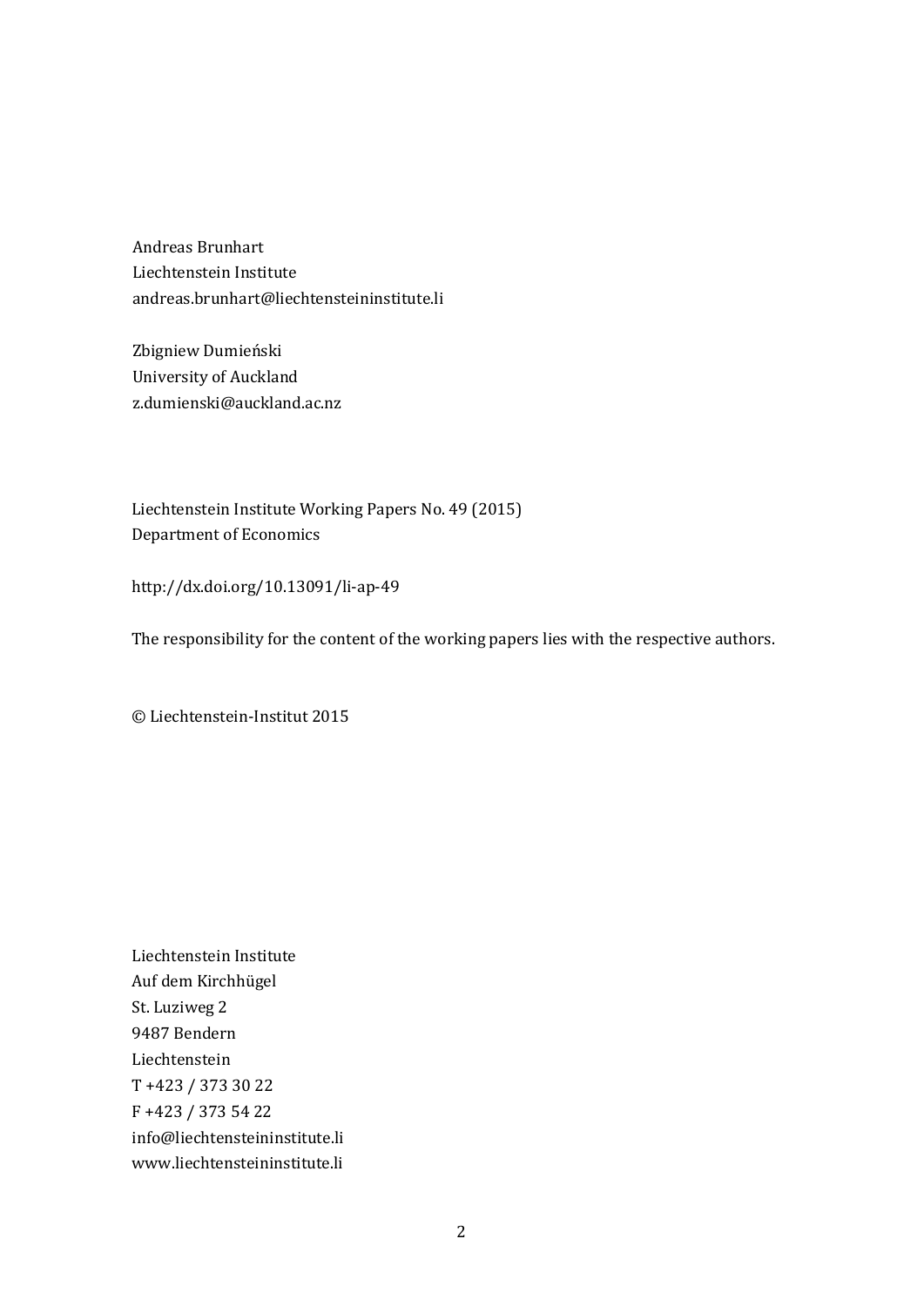Andreas Brunhart
Liechtenstein Institute
andreas.brunhart@liechtensteininstitute.li

Zbigniew Dumieński
University of Auckland
z.dumienski@auckland.ac.nz

Liechtenstein Institute Working Papers No. 49 (2015)
Department of Economics

http://dx.doi.org/10.13091/li-ap-49

The responsibility for the content of the working papers lies with the respective authors.

© Liechtenstein-Institut 2015

Liechtenstein Institute
Auf dem Kirchhügel
St. Luziweg 2
9487 Bendern
Liechtenstein
T +423 / 373 30 22
F +423 / 373 54 22
info@liechtensteininstitute.li
www.liechtensteininstitute.li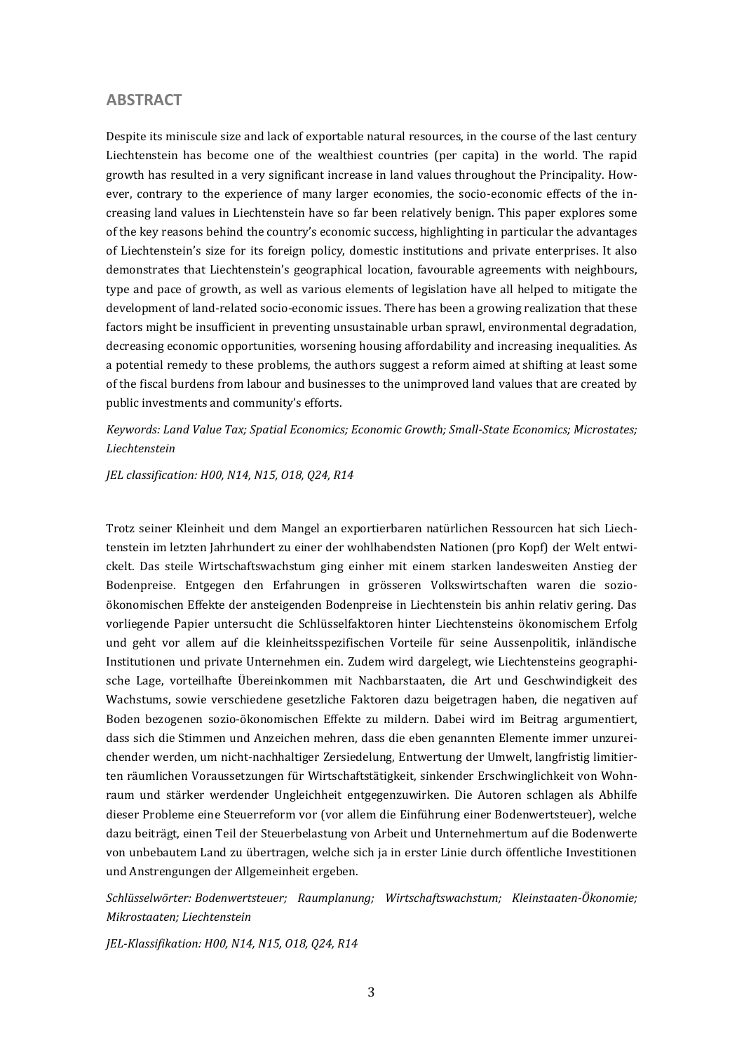## ABSTRACT

Despite its miniscule size and lack of exportable natural resources, in the course of the last century Liechtenstein has become one of the wealthiest countries (per capita) in the world. The rapid growth has resulted in a very significant increase in land values throughout the Principality. However, contrary to the experience of many larger economies, the socio-economic effects of the increasing land values in Liechtenstein have so far been relatively benign. This paper explores some of the key reasons behind the country's economic success, highlighting in particular the advantages of Liechtenstein's size for its foreign policy, domestic institutions and private enterprises. It also demonstrates that Liechtenstein's geographical location, favourable agreements with neighbours, type and pace of growth, as well as various elements of legislation have all helped to mitigate the development of land-related socio-economic issues. There has been a growing realization that these factors might be insufficient in preventing unsustainable urban sprawl, environmental degradation, decreasing economic opportunities, worsening housing affordability and increasing inequalities. As a potential remedy to these problems, the authors suggest a reform aimed at shifting at least some of the fiscal burdens from labour and businesses to the unimproved land values that are created by public investments and community's efforts.

*Keywords: Land Value Tax; Spatial Economics; Economic Growth; Small-State Economics; Microstates; Liechtenstein*

*JEL classification: H00, N14, N15, O18, Q24, R14*

Trotz seiner Kleinheit und dem Mangel an exportierbaren natürlichen Ressourcen hat sich Liechtenstein im letzten Jahrhundert zu einer der wohlhabendsten Nationen (pro Kopf) der Welt entwickelt. Das steile Wirtschaftswachstum ging einher mit einem starken landesweiten Anstieg der Bodenpreise. Entgegen den Erfahrungen in grösseren Volkswirtschaften waren die sozio-ökonomischen Effekte der ansteigenden Bodenpreise in Liechtenstein bis anhin relativ gering. Das vorliegende Papier untersucht die Schlüsselfaktoren hinter Liechtensteins ökonomischem Erfolg und geht vor allem auf die kleinheitsspezifischen Vorteile für seine Aussenpolitik, inländische Institutionen und private Unternehmen ein. Zudem wird dargelegt, wie Liechtensteins geographische Lage, vorteilhafte Übereinkommen mit Nachbarstaaten, die Art und Geschwindigkeit des Wachstums, sowie verschiedene gesetzliche Faktoren dazu beigetragen haben, die negativen auf Boden bezogenen sozio-ökonomischen Effekte zu mildern. Dabei wird im Beitrag argumentiert, dass sich die Stimmen und Anzeichen mehren, dass die eben genannten Elemente immer unzureichender werden, um nicht-nachhaltiger Zersiedelung, Entwertung der Umwelt, langfristig limitierten räumlichen Voraussetzungen für Wirtschaftstätigkeit, sinkender Erschwinglichkeit von Wohnraum und stärker werdender Ungleichheit entgegenzuwirken. Die Autoren schlagen als Abhilfe dieser Probleme eine Steuerreform vor (vor allem die Einführung einer Bodenwertsteuer), welche dazu beiträgt, einen Teil der Steuerbelastung von Arbeit und Unternehmertum auf die Bodenwerte von unbebautem Land zu übertragen, welche sich ja in erster Linie durch öffentliche Investitionen und Anstrengungen der Allgemeinheit ergeben.

*Schlüsselwörter: Bodenwertsteuer; Raumplanung; Wirtschaftswachstum; Kleinstaaten-Ökonomie; Mikrostaaten; Liechtenstein*

*JEL-Klassifikation: H00, N14, N15, O18, Q24, R14*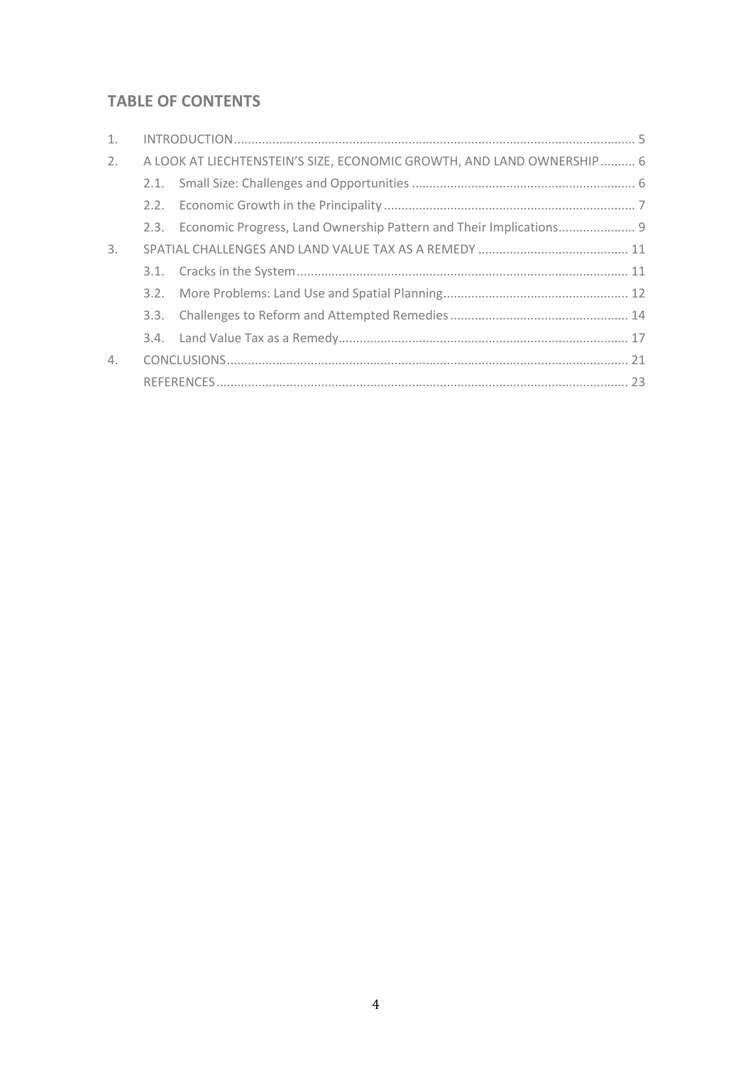## TABLE OF CONTENTS

1. INTRODUCTION .......... 5
2. A LOOK AT LIECHTENSTEIN'S SIZE, ECONOMIC GROWTH, AND LAND OWNERSHIP .......... 6
   - 2.1. Small Size: Challenges and Opportunities .......... 6
   - 2.2. Economic Growth in the Principality .......... 7
   - 2.3. Economic Progress, Land Ownership Pattern and Their Implications .......... 9
3. SPATIAL CHALLENGES AND LAND VALUE TAX AS A REMEDY .......... 11
   - 3.1. Cracks in the System .......... 11
   - 3.2. More Problems: Land Use and Spatial Planning .......... 12
   - 3.3. Challenges to Reform and Attempted Remedies .......... 14
   - 3.4. Land Value Tax as a Remedy .......... 17
4. CONCLUSIONS .......... 21

REFERENCES .......... 23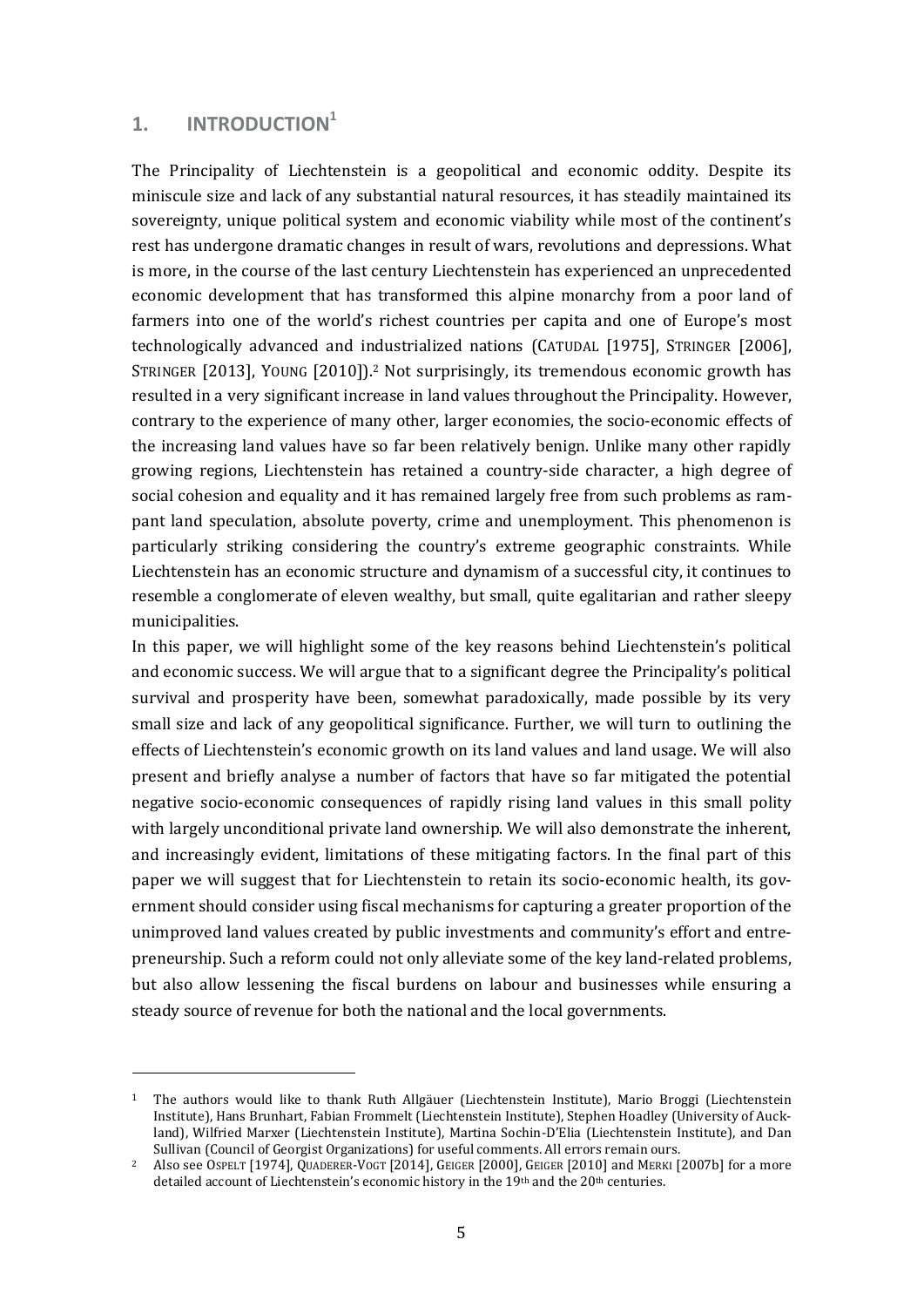## 1. INTRODUCTION[1]

The Principality of Liechtenstein is a geopolitical and economic oddity. Despite its miniscule size and lack of any substantial natural resources, it has steadily maintained its sovereignty, unique political system and economic viability while most of the continent's rest has undergone dramatic changes in result of wars, revolutions and depressions. What is more, in the course of the last century Liechtenstein has experienced an unprecedented economic development that has transformed this alpine monarchy from a poor land of farmers into one of the world's richest countries per capita and one of Europe's most technologically advanced and industrialized nations (CATUDAL [1975], STRINGER [2006], STRINGER [2013], YOUNG [2010]).[2] Not surprisingly, its tremendous economic growth has resulted in a very significant increase in land values throughout the Principality. However, contrary to the experience of many other, larger economies, the socio-economic effects of the increasing land values have so far been relatively benign. Unlike many other rapidly growing regions, Liechtenstein has retained a country-side character, a high degree of social cohesion and equality and it has remained largely free from such problems as rampant land speculation, absolute poverty, crime and unemployment. This phenomenon is particularly striking considering the country's extreme geographic constraints. While Liechtenstein has an economic structure and dynamism of a successful city, it continues to resemble a conglomerate of eleven wealthy, but small, quite egalitarian and rather sleepy municipalities.

In this paper, we will highlight some of the key reasons behind Liechtenstein's political and economic success. We will argue that to a significant degree the Principality's political survival and prosperity have been, somewhat paradoxically, made possible by its very small size and lack of any geopolitical significance. Further, we will turn to outlining the effects of Liechtenstein's economic growth on its land values and land usage. We will also present and briefly analyse a number of factors that have so far mitigated the potential negative socio-economic consequences of rapidly rising land values in this small polity with largely unconditional private land ownership. We will also demonstrate the inherent, and increasingly evident, limitations of these mitigating factors. In the final part of this paper we will suggest that for Liechtenstein to retain its socio-economic health, its government should consider using fiscal mechanisms for capturing a greater proportion of the unimproved land values created by public investments and community's effort and entrepreneurship. Such a reform could not only alleviate some of the key land-related problems, but also allow lessening the fiscal burdens on labour and businesses while ensuring a steady source of revenue for both the national and the local governments.

---

[1] The authors would like to thank Ruth Allgäuer (Liechtenstein Institute), Mario Broggi (Liechtenstein Institute), Hans Brunhart, Fabian Frommelt (Liechtenstein Institute), Stephen Hoadley (University of Auckland), Wilfried Marxer (Liechtenstein Institute), Martina Sochin-D'Elia (Liechtenstein Institute), and Dan Sullivan (Council of Georgist Organizations) for useful comments. All errors remain ours.

[2] Also see OSPELT [1974], QUADERER-VOGT [2014], GEIGER [2000], GEIGER [2010] and MERKI [2007b] for a more detailed account of Liechtenstein's economic history in the 19th and the 20th centuries.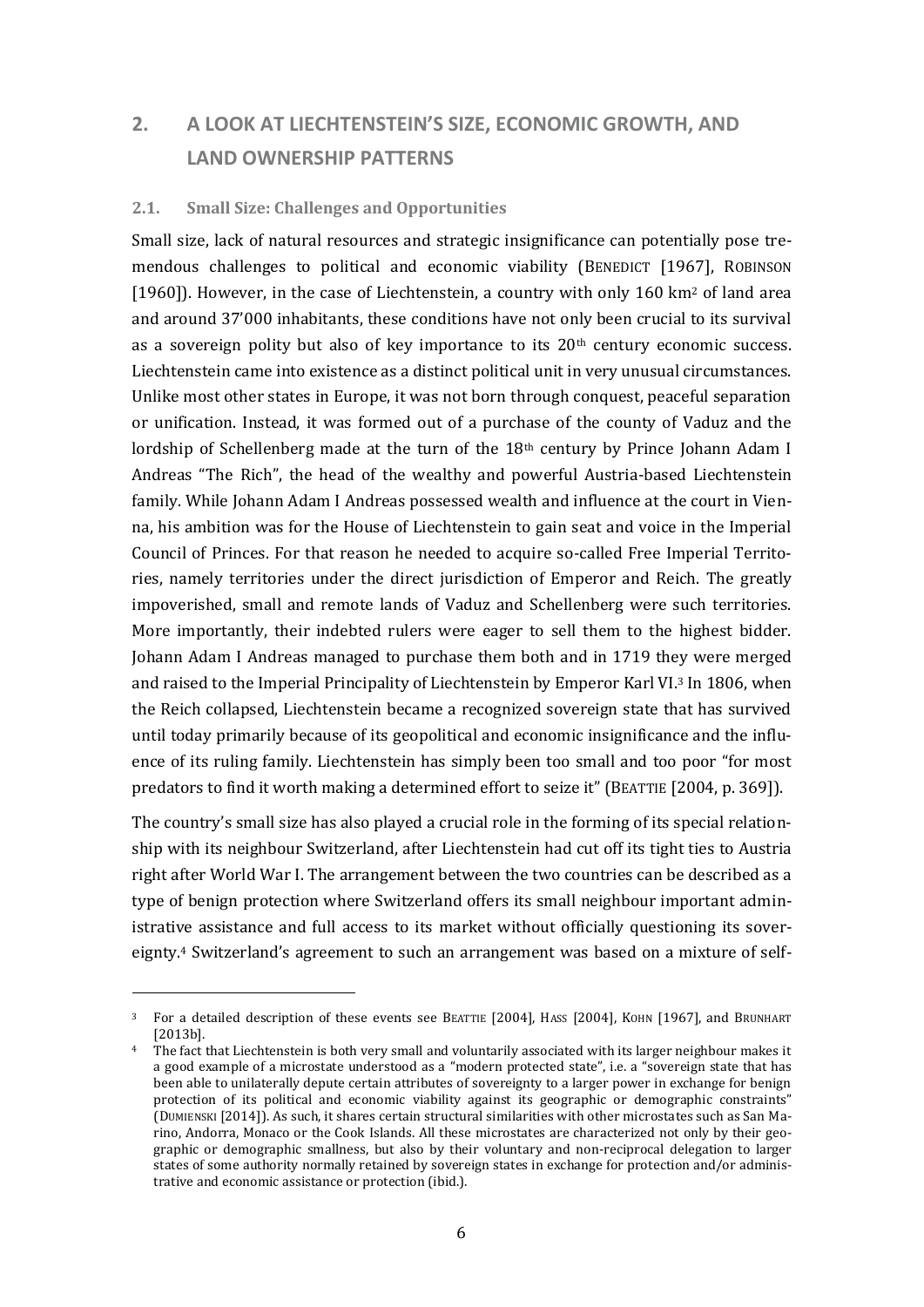## 2. A LOOK AT LIECHTENSTEIN'S SIZE, ECONOMIC GROWTH, AND LAND OWNERSHIP PATTERNS

### 2.1. Small Size: Challenges and Opportunities

Small size, lack of natural resources and strategic insignificance can potentially pose tremendous challenges to political and economic viability (BENEDICT [1967], ROBINSON [1960]). However, in the case of Liechtenstein, a country with only 160 km$^2$ of land area and around 37'000 inhabitants, these conditions have not only been crucial to its survival as a sovereign polity but also of key importance to its 20$^{th}$ century economic success. Liechtenstein came into existence as a distinct political unit in very unusual circumstances. Unlike most other states in Europe, it was not born through conquest, peaceful separation or unification. Instead, it was formed out of a purchase of the county of Vaduz and the lordship of Schellenberg made at the turn of the 18$^{th}$ century by Prince Johann Adam I Andreas "The Rich", the head of the wealthy and powerful Austria-based Liechtenstein family. While Johann Adam I Andreas possessed wealth and influence at the court in Vienna, his ambition was for the House of Liechtenstein to gain seat and voice in the Imperial Council of Princes. For that reason he needed to acquire so-called Free Imperial Territories, namely territories under the direct jurisdiction of Emperor and Reich. The greatly impoverished, small and remote lands of Vaduz and Schellenberg were such territories. More importantly, their indebted rulers were eager to sell them to the highest bidder. Johann Adam I Andreas managed to purchase them both and in 1719 they were merged and raised to the Imperial Principality of Liechtenstein by Emperor Karl VI.[3] In 1806, when the Reich collapsed, Liechtenstein became a recognized sovereign state that has survived until today primarily because of its geopolitical and economic insignificance and the influence of its ruling family. Liechtenstein has simply been too small and too poor "for most predators to find it worth making a determined effort to seize it" (BEATTIE [2004, p. 369]).

The country's small size has also played a crucial role in the forming of its special relationship with its neighbour Switzerland, after Liechtenstein had cut off its tight ties to Austria right after World War I. The arrangement between the two countries can be described as a type of benign protection where Switzerland offers its small neighbour important administrative assistance and full access to its market without officially questioning its sovereignty.[4] Switzerland's agreement to such an arrangement was based on a mixture of self-

---

[3] For a detailed description of these events see BEATTIE [2004], HASS [2004], KOHN [1967], and BRUNHART [2013b].

[4] The fact that Liechtenstein is both very small and voluntarily associated with its larger neighbour makes it a good example of a microstate understood as a "modern protected state", i.e. a "sovereign state that has been able to unilaterally depute certain attributes of sovereignty to a larger power in exchange for benign protection of its political and economic viability against its geographic or demographic constraints" (DUMIENSKI [2014]). As such, it shares certain structural similarities with other microstates such as San Marino, Andorra, Monaco or the Cook Islands. All these microstates are characterized not only by their geographic or demographic smallness, but also by their voluntary and non-reciprocal delegation to larger states of some authority normally retained by sovereign states in exchange for protection and/or administrative and economic assistance or protection (ibid.).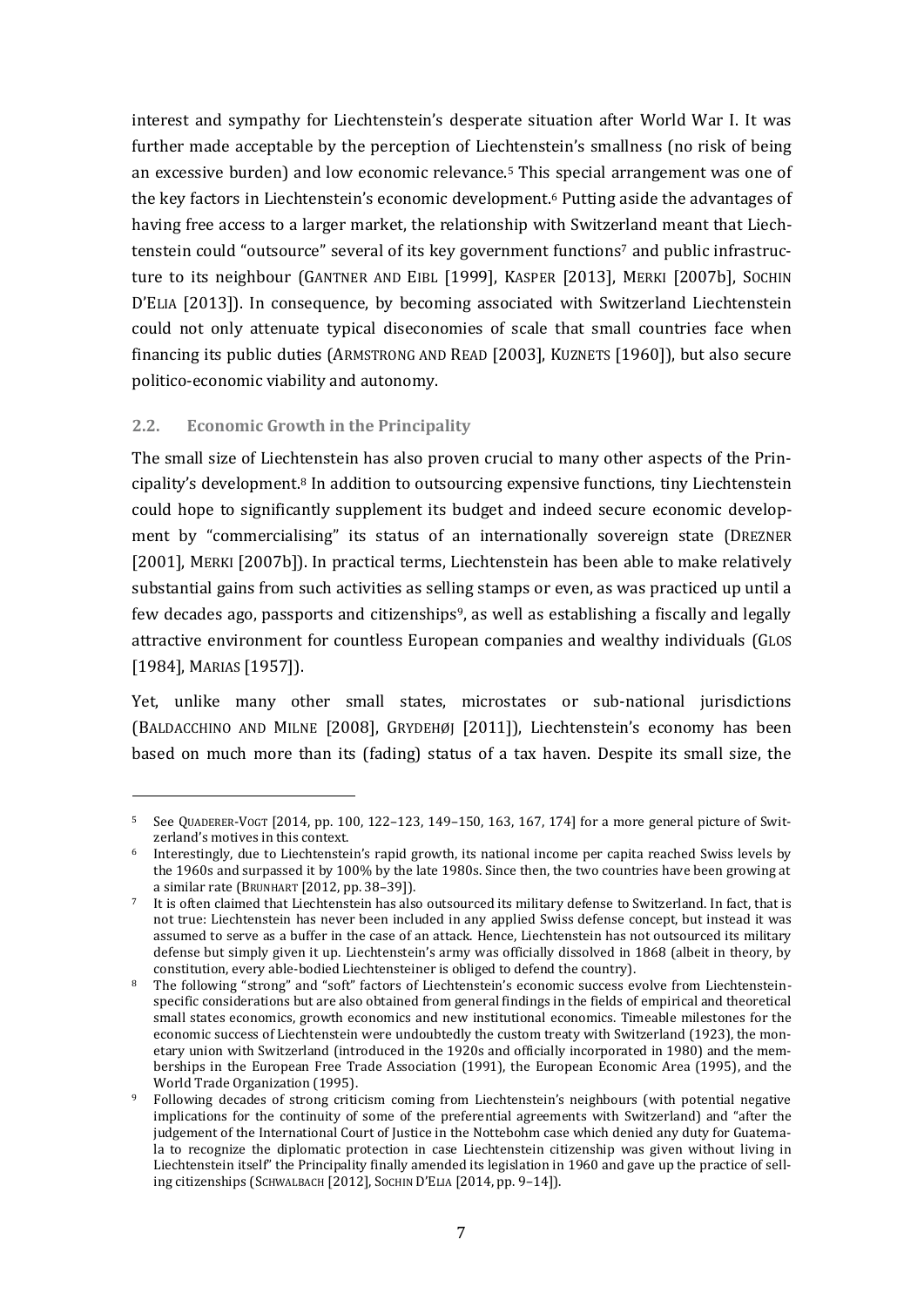interest and sympathy for Liechtenstein's desperate situation after World War I. It was further made acceptable by the perception of Liechtenstein's smallness (no risk of being an excessive burden) and low economic relevance.[5] This special arrangement was one of the key factors in Liechtenstein's economic development.[6] Putting aside the advantages of having free access to a larger market, the relationship with Switzerland meant that Liechtenstein could "outsource" several of its key government functions[7] and public infrastructure to its neighbour (GANTNER AND EIBL [1999], KASPER [2013], MERKI [2007b], SOCHIN D'ELIA [2013]). In consequence, by becoming associated with Switzerland Liechtenstein could not only attenuate typical diseconomies of scale that small countries face when financing its public duties (ARMSTRONG AND READ [2003], KUZNETS [1960]), but also secure politico-economic viability and autonomy.

### 2.2. Economic Growth in the Principality

The small size of Liechtenstein has also proven crucial to many other aspects of the Principality's development.[8] In addition to outsourcing expensive functions, tiny Liechtenstein could hope to significantly supplement its budget and indeed secure economic development by "commercialising" its status of an internationally sovereign state (DREZNER [2001], MERKI [2007b]). In practical terms, Liechtenstein has been able to make relatively substantial gains from such activities as selling stamps or even, as was practiced up until a few decades ago, passports and citizenships[9], as well as establishing a fiscally and legally attractive environment for countless European companies and wealthy individuals (GLOS [1984], MARIAS [1957]).

Yet, unlike many other small states, microstates or sub-national jurisdictions (BALDACCHINO AND MILNE [2008], GRYDEHØJ [2011]), Liechtenstein's economy has been based on much more than its (fading) status of a tax haven. Despite its small size, the

---

[5] See QUADERER-VOGT [2014, pp. 100, 122–123, 149–150, 163, 167, 174] for a more general picture of Switzerland's motives in this context.

[6] Interestingly, due to Liechtenstein's rapid growth, its national income per capita reached Swiss levels by the 1960s and surpassed it by 100% by the late 1980s. Since then, the two countries have been growing at a similar rate (BRUNHART [2012, pp. 38–39]).

[7] It is often claimed that Liechtenstein has also outsourced its military defense to Switzerland. In fact, that is not true: Liechtenstein has never been included in any applied Swiss defense concept, but instead it was assumed to serve as a buffer in the case of an attack. Hence, Liechtenstein has not outsourced its military defense but simply given it up. Liechtenstein's army was officially dissolved in 1868 (albeit in theory, by constitution, every able-bodied Liechtensteiner is obliged to defend the country).

[8] The following "strong" and "soft" factors of Liechtenstein's economic success evolve from Liechtenstein-specific considerations but are also obtained from general findings in the fields of empirical and theoretical small states economics, growth economics and new institutional economics. Timeable milestones for the economic success of Liechtenstein were undoubtedly the custom treaty with Switzerland (1923), the monetary union with Switzerland (introduced in the 1920s and officially incorporated in 1980) and the memberships in the European Free Trade Association (1991), the European Economic Area (1995), and the World Trade Organization (1995).

[9] Following decades of strong criticism coming from Liechtenstein's neighbours (with potential negative implications for the continuity of some of the preferential agreements with Switzerland) and "after the judgement of the International Court of Justice in the Nottebohm case which denied any duty for Guatemala to recognize the diplomatic protection in case Liechtenstein citizenship was given without living in Liechtenstein itself" the Principality finally amended its legislation in 1960 and gave up the practice of selling citizenships (SCHWALBACH [2012], SOCHIN D'ELIA [2014, pp. 9–14]).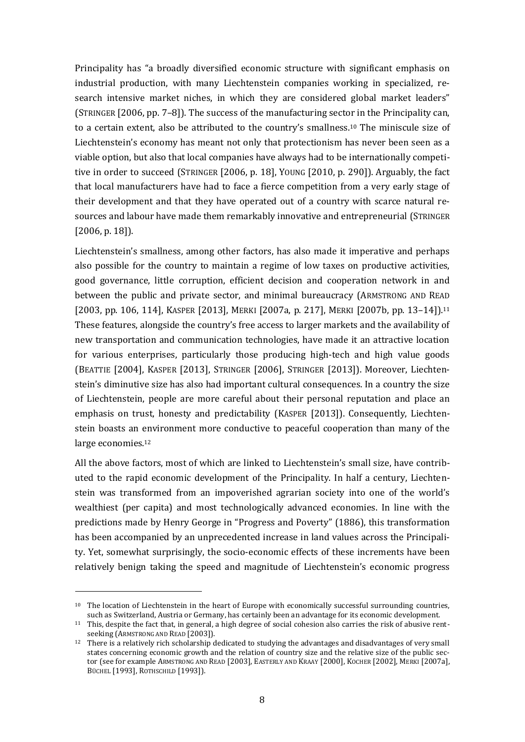Principality has "a broadly diversified economic structure with significant emphasis on industrial production, with many Liechtenstein companies working in specialized, research intensive market niches, in which they are considered global market leaders" (STRINGER [2006, pp. 7–8]). The success of the manufacturing sector in the Principality can, to a certain extent, also be attributed to the country's smallness.[10] The miniscule size of Liechtenstein's economy has meant not only that protectionism has never been seen as a viable option, but also that local companies have always had to be internationally competitive in order to succeed (STRINGER [2006, p. 18], YOUNG [2010, p. 290]). Arguably, the fact that local manufacturers have had to face a fierce competition from a very early stage of their development and that they have operated out of a country with scarce natural resources and labour have made them remarkably innovative and entrepreneurial (STRINGER [2006, p. 18]).

Liechtenstein's smallness, among other factors, has also made it imperative and perhaps also possible for the country to maintain a regime of low taxes on productive activities, good governance, little corruption, efficient decision and cooperation network in and between the public and private sector, and minimal bureaucracy (ARMSTRONG AND READ [2003, pp. 106, 114], KASPER [2013], MERKI [2007a, p. 217], MERKI [2007b, pp. 13–14]).[11] These features, alongside the country's free access to larger markets and the availability of new transportation and communication technologies, have made it an attractive location for various enterprises, particularly those producing high-tech and high value goods (BEATTIE [2004], KASPER [2013], STRINGER [2006], STRINGER [2013]). Moreover, Liechtenstein's diminutive size has also had important cultural consequences. In a country the size of Liechtenstein, people are more careful about their personal reputation and place an emphasis on trust, honesty and predictability (KASPER [2013]). Consequently, Liechtenstein boasts an environment more conductive to peaceful cooperation than many of the large economies.[12]

All the above factors, most of which are linked to Liechtenstein's small size, have contributed to the rapid economic development of the Principality. In half a century, Liechtenstein was transformed from an impoverished agrarian society into one of the world's wealthiest (per capita) and most technologically advanced economies. In line with the predictions made by Henry George in "Progress and Poverty" (1886), this transformation has been accompanied by an unprecedented increase in land values across the Principality. Yet, somewhat surprisingly, the socio-economic effects of these increments have been relatively benign taking the speed and magnitude of Liechtenstein's economic progress

---

[10] The location of Liechtenstein in the heart of Europe with economically successful surrounding countries, such as Switzerland, Austria or Germany, has certainly been an advantage for its economic development.

[11] This, despite the fact that, in general, a high degree of social cohesion also carries the risk of abusive rent-seeking (ARMSTRONG AND READ [2003]).

[12] There is a relatively rich scholarship dedicated to studying the advantages and disadvantages of very small states concerning economic growth and the relation of country size and the relative size of the public sector (see for example ARMSTRONG AND READ [2003], EASTERLY AND KRAAY [2000], KOCHER [2002], MERKI [2007a], BÜCHEL [1993], ROTHSCHILD [1993]).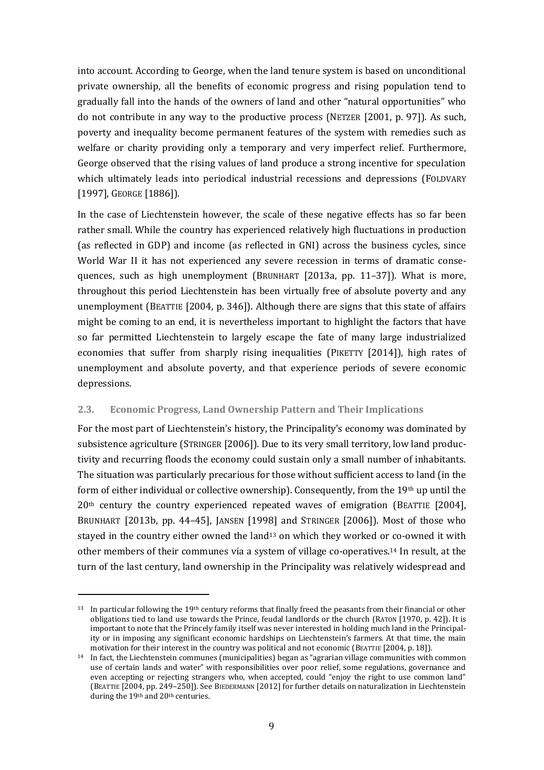into account. According to George, when the land tenure system is based on unconditional private ownership, all the benefits of economic progress and rising population tend to gradually fall into the hands of the owners of land and other "natural opportunities" who do not contribute in any way to the productive process (NETZER [2001, p. 97]). As such, poverty and inequality become permanent features of the system with remedies such as welfare or charity providing only a temporary and very imperfect relief. Furthermore, George observed that the rising values of land produce a strong incentive for speculation which ultimately leads into periodical industrial recessions and depressions (FOLDVARY [1997], GEORGE [1886]).

In the case of Liechtenstein however, the scale of these negative effects has so far been rather small. While the country has experienced relatively high fluctuations in production (as reflected in GDP) and income (as reflected in GNI) across the business cycles, since World War II it has not experienced any severe recession in terms of dramatic consequences, such as high unemployment (BRUNHART [2013a, pp. 11–37]). What is more, throughout this period Liechtenstein has been virtually free of absolute poverty and any unemployment (BEATTIE [2004, p. 346]). Although there are signs that this state of affairs might be coming to an end, it is nevertheless important to highlight the factors that have so far permitted Liechtenstein to largely escape the fate of many large industrialized economies that suffer from sharply rising inequalities (PIKETTY [2014]), high rates of unemployment and absolute poverty, and that experience periods of severe economic depressions.

### 2.3. Economic Progress, Land Ownership Pattern and Their Implications

For the most part of Liechtenstein's history, the Principality's economy was dominated by subsistence agriculture (STRINGER [2006]). Due to its very small territory, low land productivity and recurring floods the economy could sustain only a small number of inhabitants. The situation was particularly precarious for those without sufficient access to land (in the form of either individual or collective ownership). Consequently, from the 19th up until the 20th century the country experienced repeated waves of emigration (BEATTIE [2004], BRUNHART [2013b, pp. 44–45], JANSEN [1998] and STRINGER [2006]). Most of those who stayed in the country either owned the land[13] on which they worked or co-owned it with other members of their communes via a system of village co-operatives.[14] In result, at the turn of the last century, land ownership in the Principality was relatively widespread and

[13] In particular following the 19th century reforms that finally freed the peasants from their financial or other obligations tied to land use towards the Prince, feudal landlords or the church (RATON [1970, p. 42]). It is important to note that the Princely family itself was never interested in holding much land in the Principality or in imposing any significant economic hardships on Liechtenstein's farmers. At that time, the main motivation for their interest in the country was political and not economic (BEATTIE [2004, p. 18]).

[14] In fact, the Liechtenstein communes (municipalities) began as "agrarian village communities with common use of certain lands and water" with responsibilities over poor relief, some regulations, governance and even accepting or rejecting strangers who, when accepted, could "enjoy the right to use common land" (BEATTIE [2004, pp. 249–250]). See BIEDERMANN [2012] for further details on naturalization in Liechtenstein during the 19th and 20th centuries.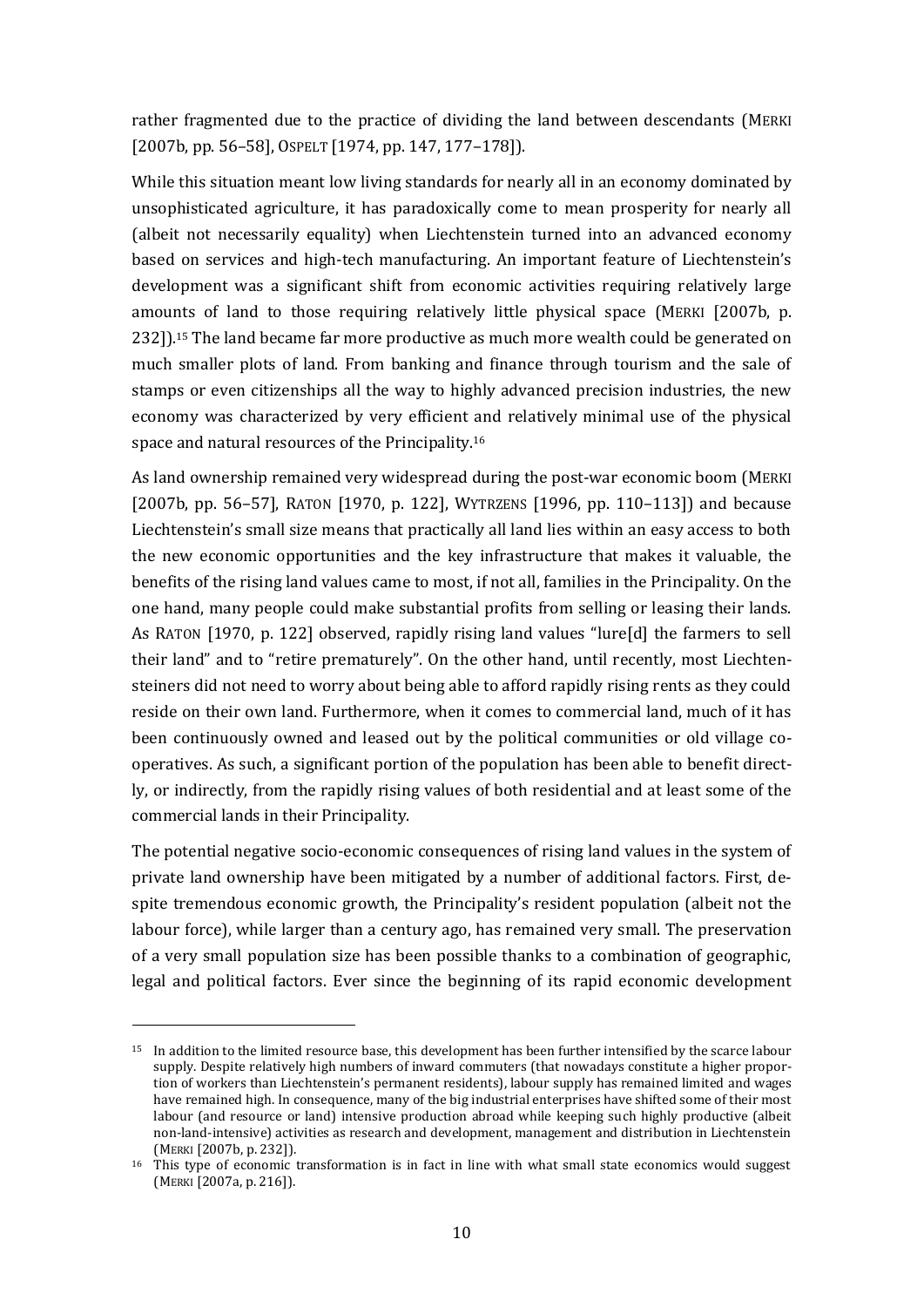rather fragmented due to the practice of dividing the land between descendants (MERKI [2007b, pp. 56–58], OSPELT [1974, pp. 147, 177–178]).

While this situation meant low living standards for nearly all in an economy dominated by unsophisticated agriculture, it has paradoxically come to mean prosperity for nearly all (albeit not necessarily equality) when Liechtenstein turned into an advanced economy based on services and high-tech manufacturing. An important feature of Liechtenstein's development was a significant shift from economic activities requiring relatively large amounts of land to those requiring relatively little physical space (MERKI [2007b, p. 232]).[15] The land became far more productive as much more wealth could be generated on much smaller plots of land. From banking and finance through tourism and the sale of stamps or even citizenships all the way to highly advanced precision industries, the new economy was characterized by very efficient and relatively minimal use of the physical space and natural resources of the Principality.[16]

As land ownership remained very widespread during the post-war economic boom (MERKI [2007b, pp. 56–57], RATON [1970, p. 122], WYTRZENS [1996, pp. 110–113]) and because Liechtenstein's small size means that practically all land lies within an easy access to both the new economic opportunities and the key infrastructure that makes it valuable, the benefits of the rising land values came to most, if not all, families in the Principality. On the one hand, many people could make substantial profits from selling or leasing their lands. As RATON [1970, p. 122] observed, rapidly rising land values "lure[d] the farmers to sell their land" and to "retire prematurely". On the other hand, until recently, most Liechtensteiners did not need to worry about being able to afford rapidly rising rents as they could reside on their own land. Furthermore, when it comes to commercial land, much of it has been continuously owned and leased out by the political communities or old village co-operatives. As such, a significant portion of the population has been able to benefit directly, or indirectly, from the rapidly rising values of both residential and at least some of the commercial lands in their Principality.

The potential negative socio-economic consequences of rising land values in the system of private land ownership have been mitigated by a number of additional factors. First, despite tremendous economic growth, the Principality's resident population (albeit not the labour force), while larger than a century ago, has remained very small. The preservation of a very small population size has been possible thanks to a combination of geographic, legal and political factors. Ever since the beginning of its rapid economic development

---

[15] In addition to the limited resource base, this development has been further intensified by the scarce labour supply. Despite relatively high numbers of inward commuters (that nowadays constitute a higher proportion of workers than Liechtenstein's permanent residents), labour supply has remained limited and wages have remained high. In consequence, many of the big industrial enterprises have shifted some of their most labour (and resource or land) intensive production abroad while keeping such highly productive (albeit non-land-intensive) activities as research and development, management and distribution in Liechtenstein (MERKI [2007b, p. 232]).

[16] This type of economic transformation is in fact in line with what small state economics would suggest (MERKI [2007a, p. 216]).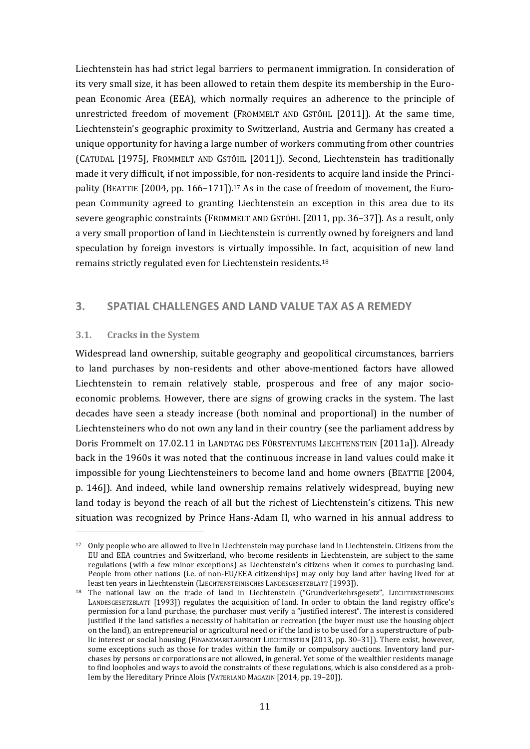Liechtenstein has had strict legal barriers to permanent immigration. In consideration of its very small size, it has been allowed to retain them despite its membership in the European Economic Area (EEA), which normally requires an adherence to the principle of unrestricted freedom of movement (FROMMELT AND GSTÖHL [2011]). At the same time, Liechtenstein's geographic proximity to Switzerland, Austria and Germany has created a unique opportunity for having a large number of workers commuting from other countries (CATUDAL [1975], FROMMELT AND GSTÖHL [2011]). Second, Liechtenstein has traditionally made it very difficult, if not impossible, for non-residents to acquire land inside the Principality (BEATTIE [2004, pp. 166–171]).[17] As in the case of freedom of movement, the European Community agreed to granting Liechtenstein an exception in this area due to its severe geographic constraints (FROMMELT AND GSTÖHL [2011, pp. 36–37]). As a result, only a very small proportion of land in Liechtenstein is currently owned by foreigners and land speculation by foreign investors is virtually impossible. In fact, acquisition of new land remains strictly regulated even for Liechtenstein residents.[18]

## 3. SPATIAL CHALLENGES AND LAND VALUE TAX AS A REMEDY

### 3.1. Cracks in the System

Widespread land ownership, suitable geography and geopolitical circumstances, barriers to land purchases by non-residents and other above-mentioned factors have allowed Liechtenstein to remain relatively stable, prosperous and free of any major socio-economic problems. However, there are signs of growing cracks in the system. The last decades have seen a steady increase (both nominal and proportional) in the number of Liechtensteiners who do not own any land in their country (see the parliament address by Doris Frommelt on 17.02.11 in LANDTAG DES FÜRSTENTUMS LIECHTENSTEIN [2011a]). Already back in the 1960s it was noted that the continuous increase in land values could make it impossible for young Liechtensteiners to become land and home owners (BEATTIE [2004, p. 146]). And indeed, while land ownership remains relatively widespread, buying new land today is beyond the reach of all but the richest of Liechtenstein's citizens. This new situation was recognized by Prince Hans-Adam II, who warned in his annual address to

---

[17] Only people who are allowed to live in Liechtenstein may purchase land in Liechtenstein. Citizens from the EU and EEA countries and Switzerland, who become residents in Liechtenstein, are subject to the same regulations (with a few minor exceptions) as Liechtenstein's citizens when it comes to purchasing land. People from other nations (i.e. of non-EU/EEA citizenships) may only buy land after having lived for at least ten years in Liechtenstein (LIECHTENSTEINISCHES LANDESGESETZBLATT [1993]).

[18] The national law on the trade of land in Liechtenstein ("Grundverkehrsgesetz", LIECHTENSTEINISCHES LANDESGESETZBLATT [1993]) regulates the acquisition of land. In order to obtain the land registry office's permission for a land purchase, the purchaser must verify a "justified interest". The interest is considered justified if the land satisfies a necessity of habitation or recreation (the buyer must use the housing object on the land), an entrepreneurial or agricultural need or if the land is to be used for a superstructure of public interest or social housing (FINANZMARKTAUFSICHT LIECHTENSTEIN [2013, pp. 30–31]). There exist, however, some exceptions such as those for trades within the family or compulsory auctions. Inventory land purchases by persons or corporations are not allowed, in general. Yet some of the wealthier residents manage to find loopholes and ways to avoid the constraints of these regulations, which is also considered as a problem by the Hereditary Prince Alois (VATERLAND MAGAZIN [2014, pp. 19–20]).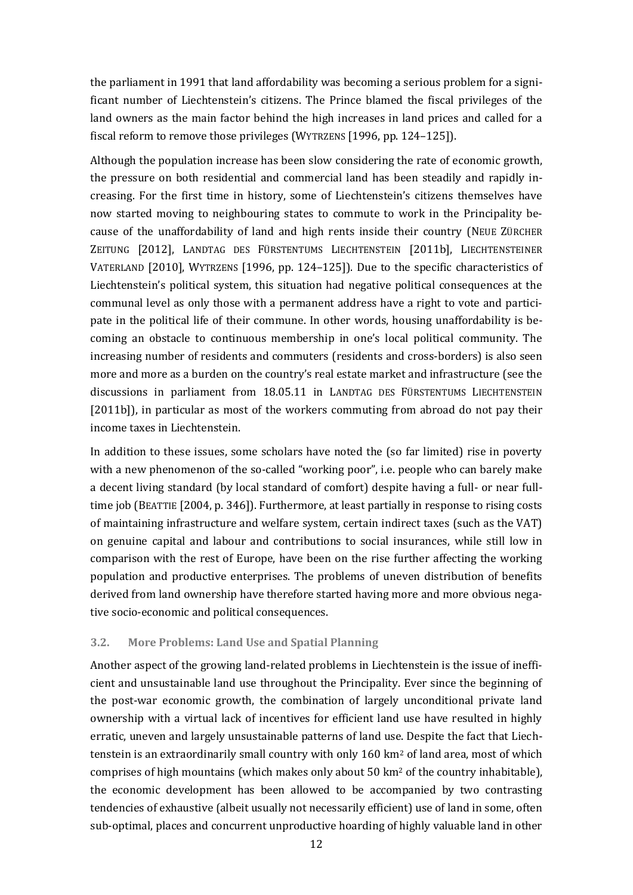the parliament in 1991 that land affordability was becoming a serious problem for a significant number of Liechtenstein's citizens. The Prince blamed the fiscal privileges of the land owners as the main factor behind the high increases in land prices and called for a fiscal reform to remove those privileges (WYTRZENS [1996, pp. 124–125]).

Although the population increase has been slow considering the rate of economic growth, the pressure on both residential and commercial land has been steadily and rapidly increasing. For the first time in history, some of Liechtenstein's citizens themselves have now started moving to neighbouring states to commute to work in the Principality because of the unaffordability of land and high rents inside their country (NEUE ZÜRCHER ZEITUNG [2012], LANDTAG DES FÜRSTENTUMS LIECHTENSTEIN [2011b], LIECHTENSTEINER VATERLAND [2010], WYTRZENS [1996, pp. 124–125]). Due to the specific characteristics of Liechtenstein's political system, this situation had negative political consequences at the communal level as only those with a permanent address have a right to vote and participate in the political life of their commune. In other words, housing unaffordability is becoming an obstacle to continuous membership in one's local political community. The increasing number of residents and commuters (residents and cross-borders) is also seen more and more as a burden on the country's real estate market and infrastructure (see the discussions in parliament from 18.05.11 in LANDTAG DES FÜRSTENTUMS LIECHTENSTEIN [2011b]), in particular as most of the workers commuting from abroad do not pay their income taxes in Liechtenstein.

In addition to these issues, some scholars have noted the (so far limited) rise in poverty with a new phenomenon of the so-called "working poor", i.e. people who can barely make a decent living standard (by local standard of comfort) despite having a full- or near full-time job (BEATTIE [2004, p. 346]). Furthermore, at least partially in response to rising costs of maintaining infrastructure and welfare system, certain indirect taxes (such as the VAT) on genuine capital and labour and contributions to social insurances, while still low in comparison with the rest of Europe, have been on the rise further affecting the working population and productive enterprises. The problems of uneven distribution of benefits derived from land ownership have therefore started having more and more obvious negative socio-economic and political consequences.

### 3.2. More Problems: Land Use and Spatial Planning

Another aspect of the growing land-related problems in Liechtenstein is the issue of inefficient and unsustainable land use throughout the Principality. Ever since the beginning of the post-war economic growth, the combination of largely unconditional private land ownership with a virtual lack of incentives for efficient land use have resulted in highly erratic, uneven and largely unsustainable patterns of land use. Despite the fact that Liechtenstein is an extraordinarily small country with only 160 km$^2$ of land area, most of which comprises of high mountains (which makes only about 50 km$^2$ of the country inhabitable), the economic development has been allowed to be accompanied by two contrasting tendencies of exhaustive (albeit usually not necessarily efficient) use of land in some, often sub-optimal, places and concurrent unproductive hoarding of highly valuable land in other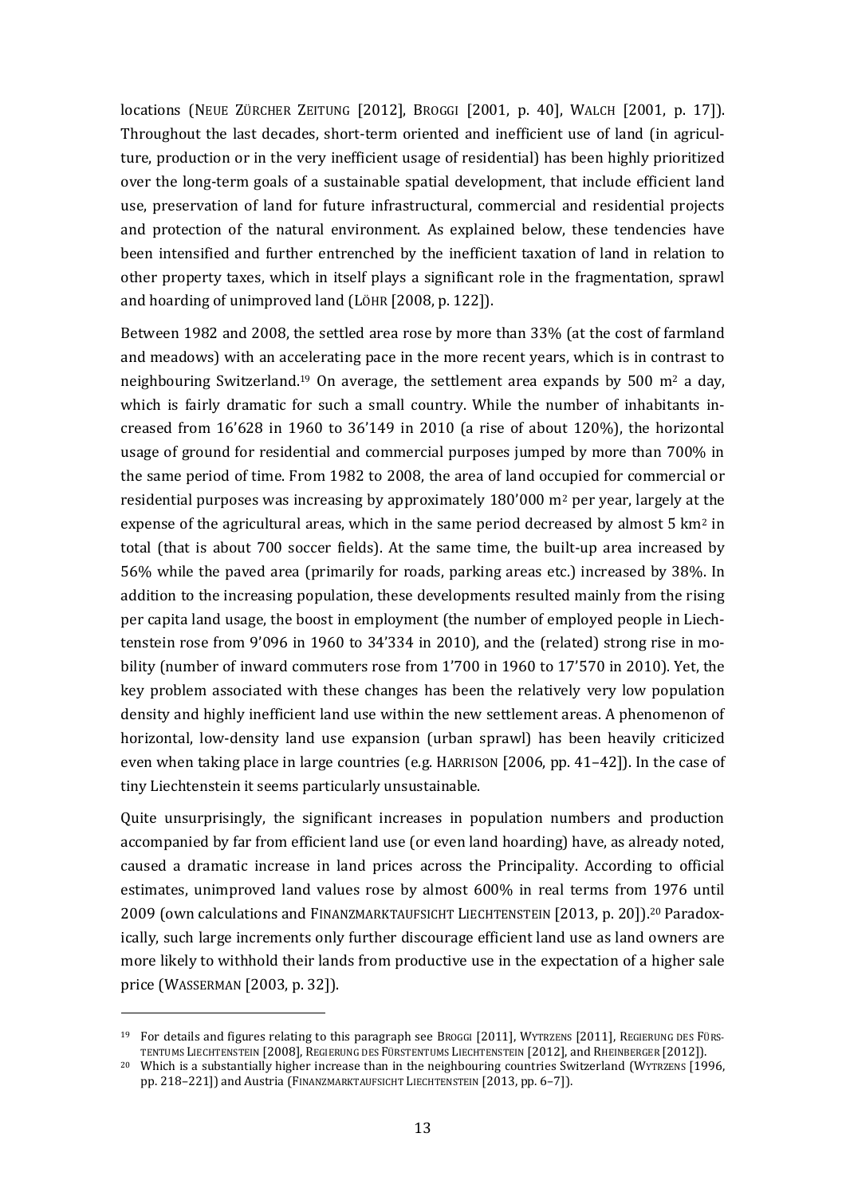locations (NEUE ZÜRCHER ZEITUNG [2012], BROGGI [2001, p. 40], WALCH [2001, p. 17]). Throughout the last decades, short-term oriented and inefficient use of land (in agriculture, production or in the very inefficient usage of residential) has been highly prioritized over the long-term goals of a sustainable spatial development, that include efficient land use, preservation of land for future infrastructural, commercial and residential projects and protection of the natural environment. As explained below, these tendencies have been intensified and further entrenched by the inefficient taxation of land in relation to other property taxes, which in itself plays a significant role in the fragmentation, sprawl and hoarding of unimproved land (LÖHR [2008, p. 122]).

Between 1982 and 2008, the settled area rose by more than 33% (at the cost of farmland and meadows) with an accelerating pace in the more recent years, which is in contrast to neighbouring Switzerland.[19] On average, the settlement area expands by 500 $m^2$ a day, which is fairly dramatic for such a small country. While the number of inhabitants increased from 16'628 in 1960 to 36'149 in 2010 (a rise of about 120%), the horizontal usage of ground for residential and commercial purposes jumped by more than 700% in the same period of time. From 1982 to 2008, the area of land occupied for commercial or residential purposes was increasing by approximately 180'000 $m^2$ per year, largely at the expense of the agricultural areas, which in the same period decreased by almost 5 $km^2$ in total (that is about 700 soccer fields). At the same time, the built-up area increased by 56% while the paved area (primarily for roads, parking areas etc.) increased by 38%. In addition to the increasing population, these developments resulted mainly from the rising per capita land usage, the boost in employment (the number of employed people in Liechtenstein rose from 9'096 in 1960 to 34'334 in 2010), and the (related) strong rise in mobility (number of inward commuters rose from 1'700 in 1960 to 17'570 in 2010). Yet, the key problem associated with these changes has been the relatively very low population density and highly inefficient land use within the new settlement areas. A phenomenon of horizontal, low-density land use expansion (urban sprawl) has been heavily criticized even when taking place in large countries (e.g. HARRISON [2006, pp. 41–42]). In the case of tiny Liechtenstein it seems particularly unsustainable.

Quite unsurprisingly, the significant increases in population numbers and production accompanied by far from efficient land use (or even land hoarding) have, as already noted, caused a dramatic increase in land prices across the Principality. According to official estimates, unimproved land values rose by almost 600% in real terms from 1976 until 2009 (own calculations and FINANZMARKTAUFSICHT LIECHTENSTEIN [2013, p. 20]).[20] Paradoxically, such large increments only further discourage efficient land use as land owners are more likely to withhold their lands from productive use in the expectation of a higher sale price (WASSERMAN [2003, p. 32]).

---

[19] For details and figures relating to this paragraph see BROGGI [2011], WYTRZENS [2011], REGIERUNG DES FÜRSTENTUMS LIECHTENSTEIN [2008], REGIERUNG DES FÜRSTENTUMS LIECHTENSTEIN [2012], and RHEINBERGER [2012]).

[20] Which is a substantially higher increase than in the neighbouring countries Switzerland (WYTRZENS [1996, pp. 218–221]) and Austria (FINANZMARKTAUFSICHT LIECHTENSTEIN [2013, pp. 6–7]).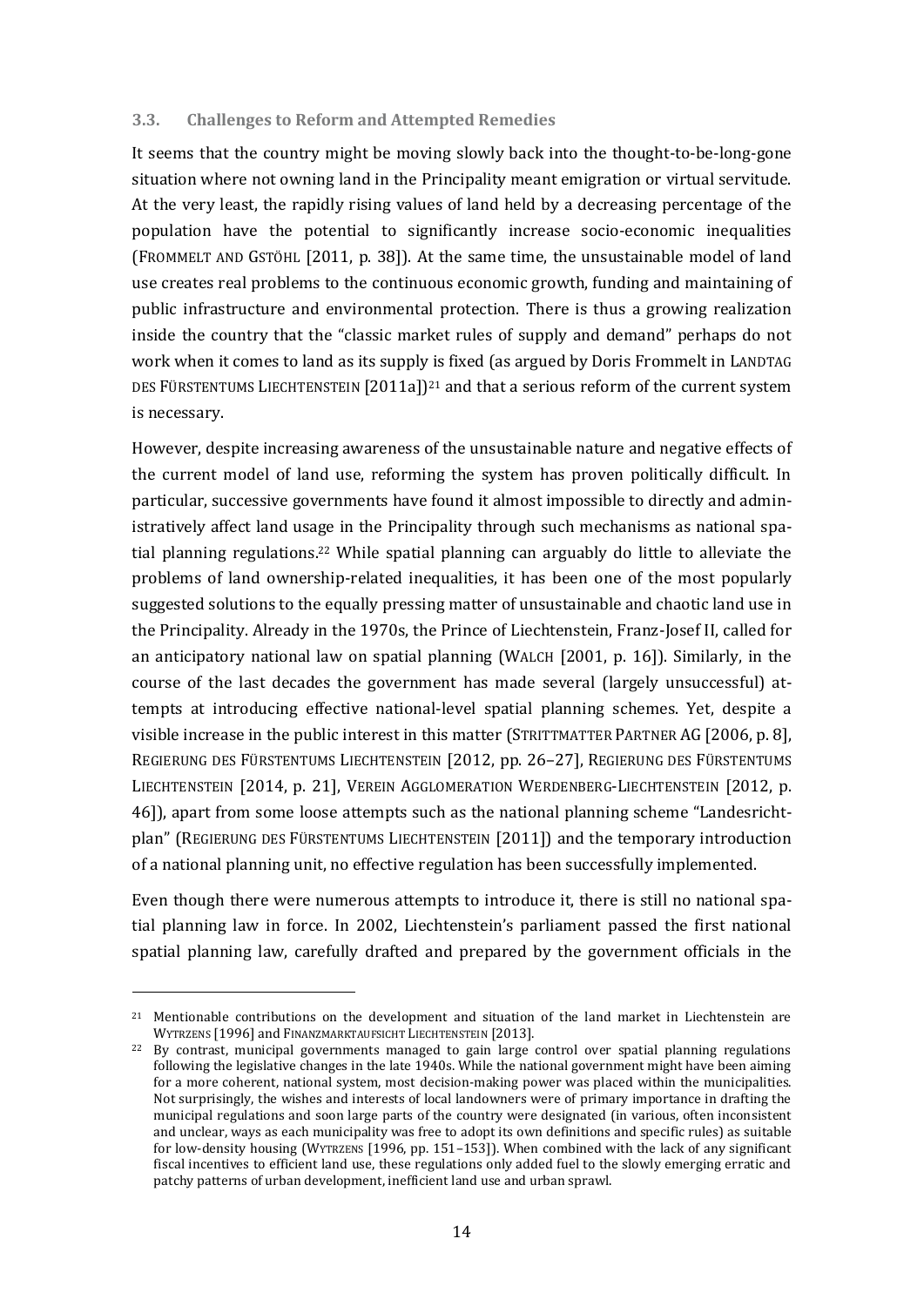### 3.3. Challenges to Reform and Attempted Remedies

It seems that the country might be moving slowly back into the thought-to-be-long-gone situation where not owning land in the Principality meant emigration or virtual servitude. At the very least, the rapidly rising values of land held by a decreasing percentage of the population have the potential to significantly increase socio-economic inequalities (FROMMELT AND GSTÖHL [2011, p. 38]). At the same time, the unsustainable model of land use creates real problems to the continuous economic growth, funding and maintaining of public infrastructure and environmental protection. There is thus a growing realization inside the country that the "classic market rules of supply and demand" perhaps do not work when it comes to land as its supply is fixed (as argued by Doris Frommelt in LANDTAG DES FÜRSTENTUMS LIECHTENSTEIN [2011a])[21] and that a serious reform of the current system is necessary.

However, despite increasing awareness of the unsustainable nature and negative effects of the current model of land use, reforming the system has proven politically difficult. In particular, successive governments have found it almost impossible to directly and administratively affect land usage in the Principality through such mechanisms as national spatial planning regulations.[22] While spatial planning can arguably do little to alleviate the problems of land ownership-related inequalities, it has been one of the most popularly suggested solutions to the equally pressing matter of unsustainable and chaotic land use in the Principality. Already in the 1970s, the Prince of Liechtenstein, Franz-Josef II, called for an anticipatory national law on spatial planning (WALCH [2001, p. 16]). Similarly, in the course of the last decades the government has made several (largely unsuccessful) attempts at introducing effective national-level spatial planning schemes. Yet, despite a visible increase in the public interest in this matter (STRITTMATTER PARTNER AG [2006, p. 8], REGIERUNG DES FÜRSTENTUMS LIECHTENSTEIN [2012, pp. 26–27], REGIERUNG DES FÜRSTENTUMS LIECHTENSTEIN [2014, p. 21], VEREIN AGGLOMERATION WERDENBERG-LIECHTENSTEIN [2012, p. 46]), apart from some loose attempts such as the national planning scheme "Landesrichtplan" (REGIERUNG DES FÜRSTENTUMS LIECHTENSTEIN [2011]) and the temporary introduction of a national planning unit, no effective regulation has been successfully implemented.

Even though there were numerous attempts to introduce it, there is still no national spatial planning law in force. In 2002, Liechtenstein's parliament passed the first national spatial planning law, carefully drafted and prepared by the government officials in the

---

[21] Mentionable contributions on the development and situation of the land market in Liechtenstein are WYTRZENS [1996] and FINANZMARKTAUFSICHT LIECHTENSTEIN [2013].

[22] By contrast, municipal governments managed to gain large control over spatial planning regulations following the legislative changes in the late 1940s. While the national government might have been aiming for a more coherent, national system, most decision-making power was placed within the municipalities. Not surprisingly, the wishes and interests of local landowners were of primary importance in drafting the municipal regulations and soon large parts of the country were designated (in various, often inconsistent and unclear, ways as each municipality was free to adopt its own definitions and specific rules) as suitable for low-density housing (WYTRZENS [1996, pp. 151–153]). When combined with the lack of any significant fiscal incentives to efficient land use, these regulations only added fuel to the slowly emerging erratic and patchy patterns of urban development, inefficient land use and urban sprawl.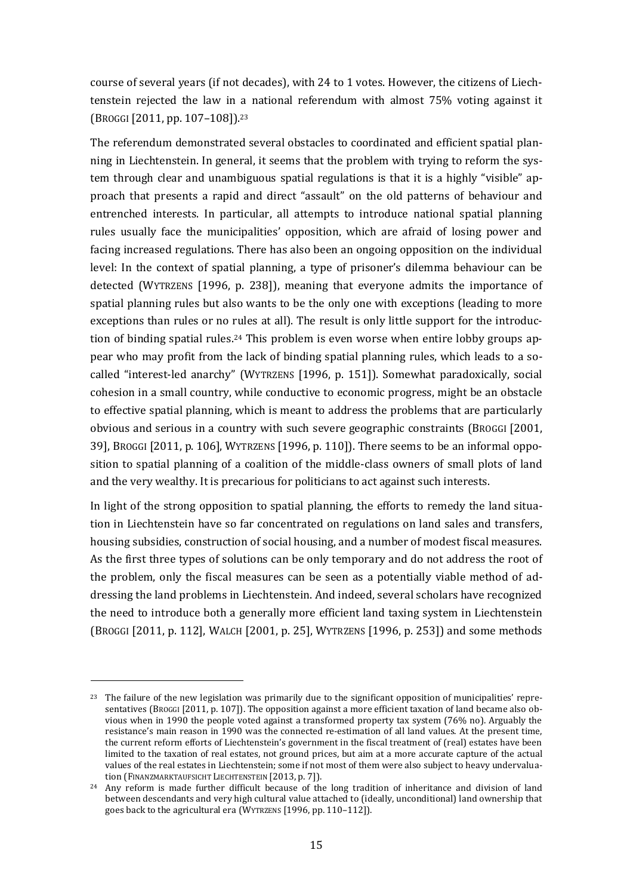course of several years (if not decades), with 24 to 1 votes. However, the citizens of Liechtenstein rejected the law in a national referendum with almost 75% voting against it (BROGGI [2011, pp. 107–108]).[23]

The referendum demonstrated several obstacles to coordinated and efficient spatial planning in Liechtenstein. In general, it seems that the problem with trying to reform the system through clear and unambiguous spatial regulations is that it is a highly "visible" approach that presents a rapid and direct "assault" on the old patterns of behaviour and entrenched interests. In particular, all attempts to introduce national spatial planning rules usually face the municipalities' opposition, which are afraid of losing power and facing increased regulations. There has also been an ongoing opposition on the individual level: In the context of spatial planning, a type of prisoner's dilemma behaviour can be detected (WYTRZENS [1996, p. 238]), meaning that everyone admits the importance of spatial planning rules but also wants to be the only one with exceptions (leading to more exceptions than rules or no rules at all). The result is only little support for the introduction of binding spatial rules.[24] This problem is even worse when entire lobby groups appear who may profit from the lack of binding spatial planning rules, which leads to a so-called "interest-led anarchy" (WYTRZENS [1996, p. 151]). Somewhat paradoxically, social cohesion in a small country, while conductive to economic progress, might be an obstacle to effective spatial planning, which is meant to address the problems that are particularly obvious and serious in a country with such severe geographic constraints (BROGGI [2001, 39], BROGGI [2011, p. 106], WYTRZENS [1996, p. 110]). There seems to be an informal opposition to spatial planning of a coalition of the middle-class owners of small plots of land and the very wealthy. It is precarious for politicians to act against such interests.

In light of the strong opposition to spatial planning, the efforts to remedy the land situation in Liechtenstein have so far concentrated on regulations on land sales and transfers, housing subsidies, construction of social housing, and a number of modest fiscal measures. As the first three types of solutions can be only temporary and do not address the root of the problem, only the fiscal measures can be seen as a potentially viable method of addressing the land problems in Liechtenstein. And indeed, several scholars have recognized the need to introduce both a generally more efficient land taxing system in Liechtenstein (BROGGI [2011, p. 112], WALCH [2001, p. 25], WYTRZENS [1996, p. 253]) and some methods

---

[23] The failure of the new legislation was primarily due to the significant opposition of municipalities' representatives (BROGGI [2011, p. 107]). The opposition against a more efficient taxation of land became also obvious when in 1990 the people voted against a transformed property tax system (76% no). Arguably the resistance's main reason in 1990 was the connected re-estimation of all land values. At the present time, the current reform efforts of Liechtenstein's government in the fiscal treatment of (real) estates have been limited to the taxation of real estates, not ground prices, but aim at a more accurate capture of the actual values of the real estates in Liechtenstein; some if not most of them were also subject to heavy undervaluation (FINANZMARKTAUFSICHT LIECHTENSTEIN [2013, p. 7]).

[24] Any reform is made further difficult because of the long tradition of inheritance and division of land between descendants and very high cultural value attached to (ideally, unconditional) land ownership that goes back to the agricultural era (WYTRZENS [1996, pp. 110–112]).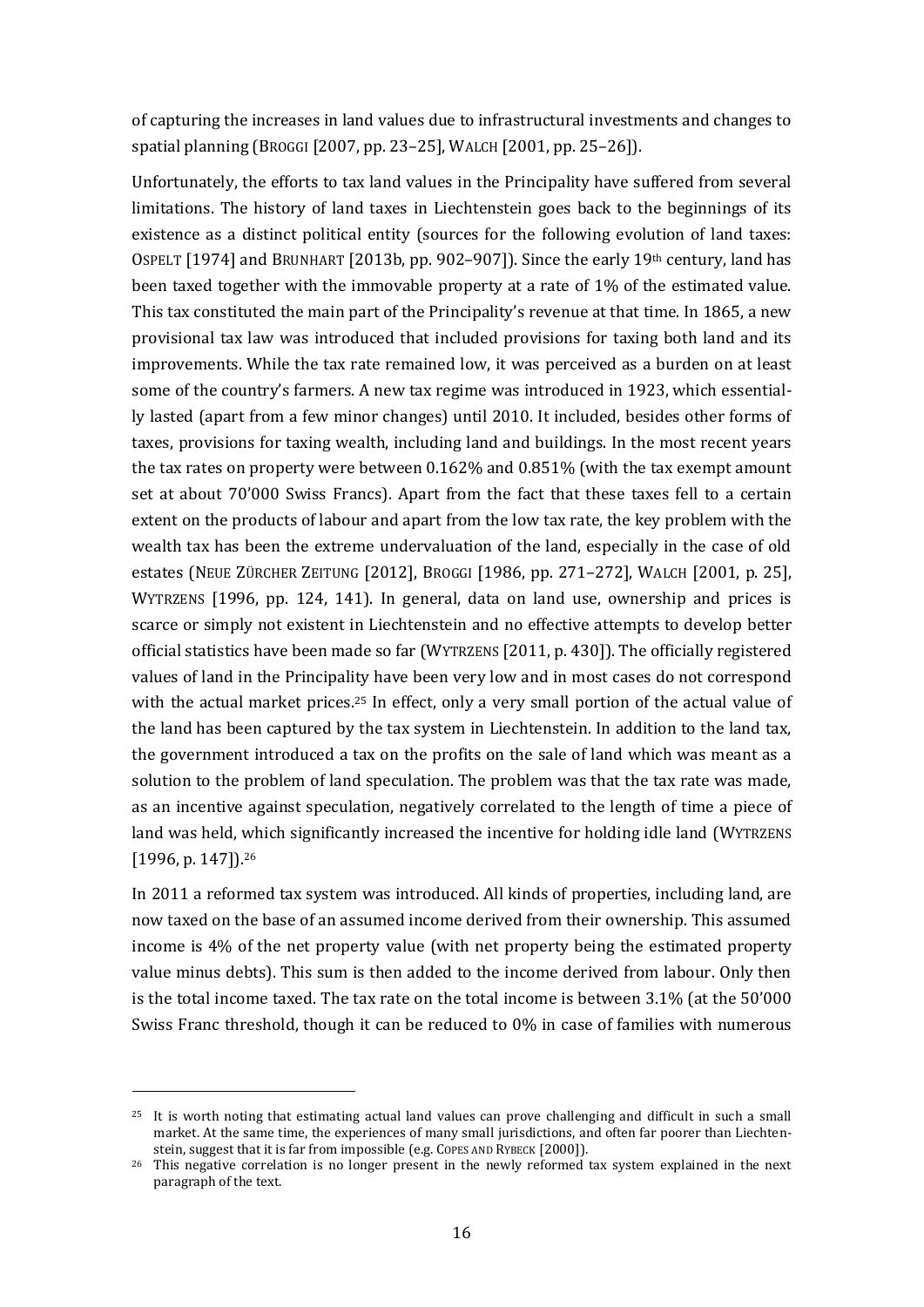of capturing the increases in land values due to infrastructural investments and changes to spatial planning (BROGGI [2007, pp. 23–25], WALCH [2001, pp. 25–26]).

Unfortunately, the efforts to tax land values in the Principality have suffered from several limitations. The history of land taxes in Liechtenstein goes back to the beginnings of its existence as a distinct political entity (sources for the following evolution of land taxes: OSPELT [1974] and BRUNHART [2013b, pp. 902–907]). Since the early 19th century, land has been taxed together with the immovable property at a rate of 1% of the estimated value. This tax constituted the main part of the Principality's revenue at that time. In 1865, a new provisional tax law was introduced that included provisions for taxing both land and its improvements. While the tax rate remained low, it was perceived as a burden on at least some of the country's farmers. A new tax regime was introduced in 1923, which essentially lasted (apart from a few minor changes) until 2010. It included, besides other forms of taxes, provisions for taxing wealth, including land and buildings. In the most recent years the tax rates on property were between 0.162% and 0.851% (with the tax exempt amount set at about 70'000 Swiss Francs). Apart from the fact that these taxes fell to a certain extent on the products of labour and apart from the low tax rate, the key problem with the wealth tax has been the extreme undervaluation of the land, especially in the case of old estates (NEUE ZÜRCHER ZEITUNG [2012], BROGGI [1986, pp. 271–272], WALCH [2001, p. 25], WYTRZENS [1996, pp. 124, 141). In general, data on land use, ownership and prices is scarce or simply not existent in Liechtenstein and no effective attempts to develop better official statistics have been made so far (WYTRZENS [2011, p. 430]). The officially registered values of land in the Principality have been very low and in most cases do not correspond with the actual market prices.[25] In effect, only a very small portion of the actual value of the land has been captured by the tax system in Liechtenstein. In addition to the land tax, the government introduced a tax on the profits on the sale of land which was meant as a solution to the problem of land speculation. The problem was that the tax rate was made, as an incentive against speculation, negatively correlated to the length of time a piece of land was held, which significantly increased the incentive for holding idle land (WYTRZENS [1996, p. 147]).[26]

In 2011 a reformed tax system was introduced. All kinds of properties, including land, are now taxed on the base of an assumed income derived from their ownership. This assumed income is 4% of the net property value (with net property being the estimated property value minus debts). This sum is then added to the income derived from labour. Only then is the total income taxed. The tax rate on the total income is between 3.1% (at the 50'000 Swiss Franc threshold, though it can be reduced to 0% in case of families with numerous

[25] It is worth noting that estimating actual land values can prove challenging and difficult in such a small market. At the same time, the experiences of many small jurisdictions, and often far poorer than Liechtenstein, suggest that it is far from impossible (e.g. COPES AND RYBECK [2000]).

[26] This negative correlation is no longer present in the newly reformed tax system explained in the next paragraph of the text.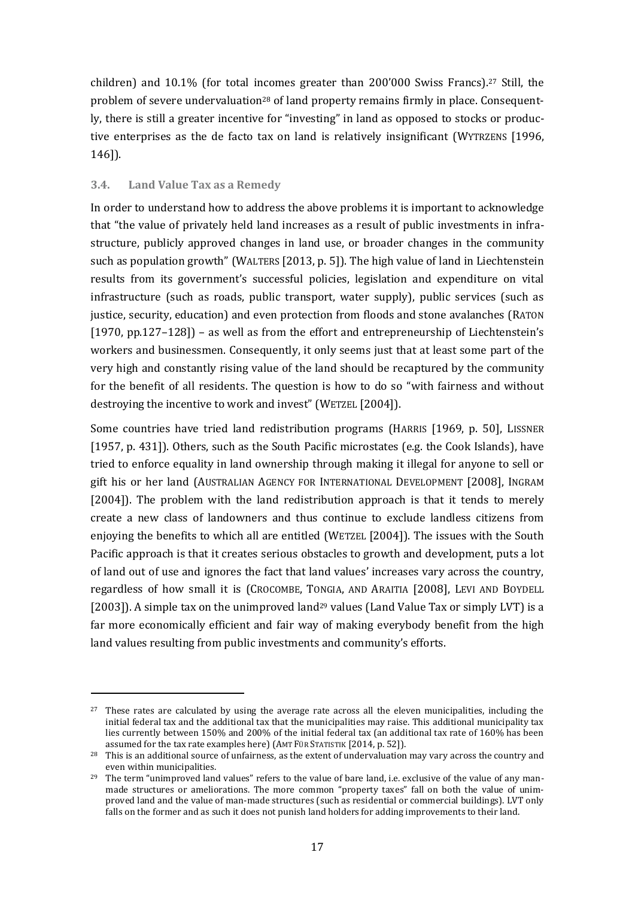children) and 10.1% (for total incomes greater than 200'000 Swiss Francs).[27] Still, the problem of severe undervaluation[28] of land property remains firmly in place. Consequently, there is still a greater incentive for "investing" in land as opposed to stocks or productive enterprises as the de facto tax on land is relatively insignificant (WYTRZENS [1996, 146]).

### 3.4. Land Value Tax as a Remedy

In order to understand how to address the above problems it is important to acknowledge that "the value of privately held land increases as a result of public investments in infrastructure, publicly approved changes in land use, or broader changes in the community such as population growth" (WALTERS [2013, p. 5]). The high value of land in Liechtenstein results from its government's successful policies, legislation and expenditure on vital infrastructure (such as roads, public transport, water supply), public services (such as justice, security, education) and even protection from floods and stone avalanches (RATON [1970, pp.127–128]) – as well as from the effort and entrepreneurship of Liechtenstein's workers and businessmen. Consequently, it only seems just that at least some part of the very high and constantly rising value of the land should be recaptured by the community for the benefit of all residents. The question is how to do so "with fairness and without destroying the incentive to work and invest" (WETZEL [2004]).

Some countries have tried land redistribution programs (HARRIS [1969, p. 50], LISSNER [1957, p. 431]). Others, such as the South Pacific microstates (e.g. the Cook Islands), have tried to enforce equality in land ownership through making it illegal for anyone to sell or gift his or her land (AUSTRALIAN AGENCY FOR INTERNATIONAL DEVELOPMENT [2008], INGRAM [2004]). The problem with the land redistribution approach is that it tends to merely create a new class of landowners and thus continue to exclude landless citizens from enjoying the benefits to which all are entitled (WETZEL [2004]). The issues with the South Pacific approach is that it creates serious obstacles to growth and development, puts a lot of land out of use and ignores the fact that land values' increases vary across the country, regardless of how small it is (CROCOMBE, TONGIA, AND ARAITIA [2008], LEVI AND BOYDELL [2003]). A simple tax on the unimproved land[29] values (Land Value Tax or simply LVT) is a far more economically efficient and fair way of making everybody benefit from the high land values resulting from public investments and community's efforts.

---

[27] These rates are calculated by using the average rate across all the eleven municipalities, including the initial federal tax and the additional tax that the municipalities may raise. This additional municipality tax lies currently between 150% and 200% of the initial federal tax (an additional tax rate of 160% has been assumed for the tax rate examples here) (AMT FÜR STATISTIK [2014, p. 52]).

[28] This is an additional source of unfairness, as the extent of undervaluation may vary across the country and even within municipalities.

[29] The term "unimproved land values" refers to the value of bare land, i.e. exclusive of the value of any man-made structures or ameliorations. The more common "property taxes" fall on both the value of unimproved land and the value of man-made structures (such as residential or commercial buildings). LVT only falls on the former and as such it does not punish land holders for adding improvements to their land.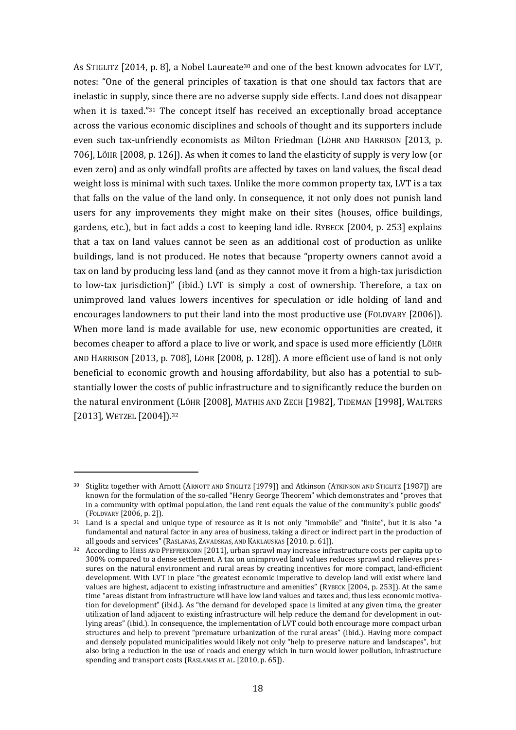As STIGLITZ [2014, p. 8], a Nobel Laureate[30] and one of the best known advocates for LVT, notes: "One of the general principles of taxation is that one should tax factors that are inelastic in supply, since there are no adverse supply side effects. Land does not disappear when it is taxed."[31] The concept itself has received an exceptionally broad acceptance across the various economic disciplines and schools of thought and its supporters include even such tax-unfriendly economists as Milton Friedman (LÖHR AND HARRISON [2013, p. 706], LÖHR [2008, p. 126]). As when it comes to land the elasticity of supply is very low (or even zero) and as only windfall profits are affected by taxes on land values, the fiscal dead weight loss is minimal with such taxes. Unlike the more common property tax, LVT is a tax that falls on the value of the land only. In consequence, it not only does not punish land users for any improvements they might make on their sites (houses, office buildings, gardens, etc.), but in fact adds a cost to keeping land idle. RYBECK [2004, p. 253] explains that a tax on land values cannot be seen as an additional cost of production as unlike buildings, land is not produced. He notes that because "property owners cannot avoid a tax on land by producing less land (and as they cannot move it from a high-tax jurisdiction to low-tax jurisdiction)" (ibid.) LVT is simply a cost of ownership. Therefore, a tax on unimproved land values lowers incentives for speculation or idle holding of land and encourages landowners to put their land into the most productive use (FOLDVARY [2006]). When more land is made available for use, new economic opportunities are created, it becomes cheaper to afford a place to live or work, and space is used more efficiently (LÖHR AND HARRISON [2013, p. 708], LÖHR [2008, p. 128]). A more efficient use of land is not only beneficial to economic growth and housing affordability, but also has a potential to substantially lower the costs of public infrastructure and to significantly reduce the burden on the natural environment (LÖHR [2008], MATHIS AND ZECH [1982], TIDEMAN [1998], WALTERS [2013], WETZEL [2004]).[32]

---

[30] Stiglitz together with Arnott (ARNOTT AND STIGLITZ [1979]) and Atkinson (ATKINSON AND STIGLITZ [1987]) are known for the formulation of the so-called "Henry George Theorem" which demonstrates and "proves that in a community with optimal population, the land rent equals the value of the community's public goods" (FOLDVARY [2006, p. 2]).

[31] Land is a special and unique type of resource as it is not only "immobile" and "finite", but it is also "a fundamental and natural factor in any area of business, taking a direct or indirect part in the production of all goods and services" (RASLANAS, ZAVADSKAS, AND KAKLAUSKAS [2010. p. 61]).

[32] According to HIESS AND PFEFFERKORN [2011], urban sprawl may increase infrastructure costs per capita up to 300% compared to a dense settlement. A tax on unimproved land values reduces sprawl and relieves pressures on the natural environment and rural areas by creating incentives for more compact, land-efficient development. With LVT in place "the greatest economic imperative to develop land will exist where land values are highest, adjacent to existing infrastructure and amenities" (RYBECK [2004, p. 253]). At the same time "areas distant from infrastructure will have low land values and taxes and, thus less economic motivation for development" (ibid.). As "the demand for developed space is limited at any given time, the greater utilization of land adjacent to existing infrastructure will help reduce the demand for development in outlying areas" (ibid.). In consequence, the implementation of LVT could both encourage more compact urban structures and help to prevent "premature urbanization of the rural areas" (ibid.). Having more compact and densely populated municipalities would likely not only "help to preserve nature and landscapes", but also bring a reduction in the use of roads and energy which in turn would lower pollution, infrastructure spending and transport costs (RASLANAS ET AL. [2010, p. 65]).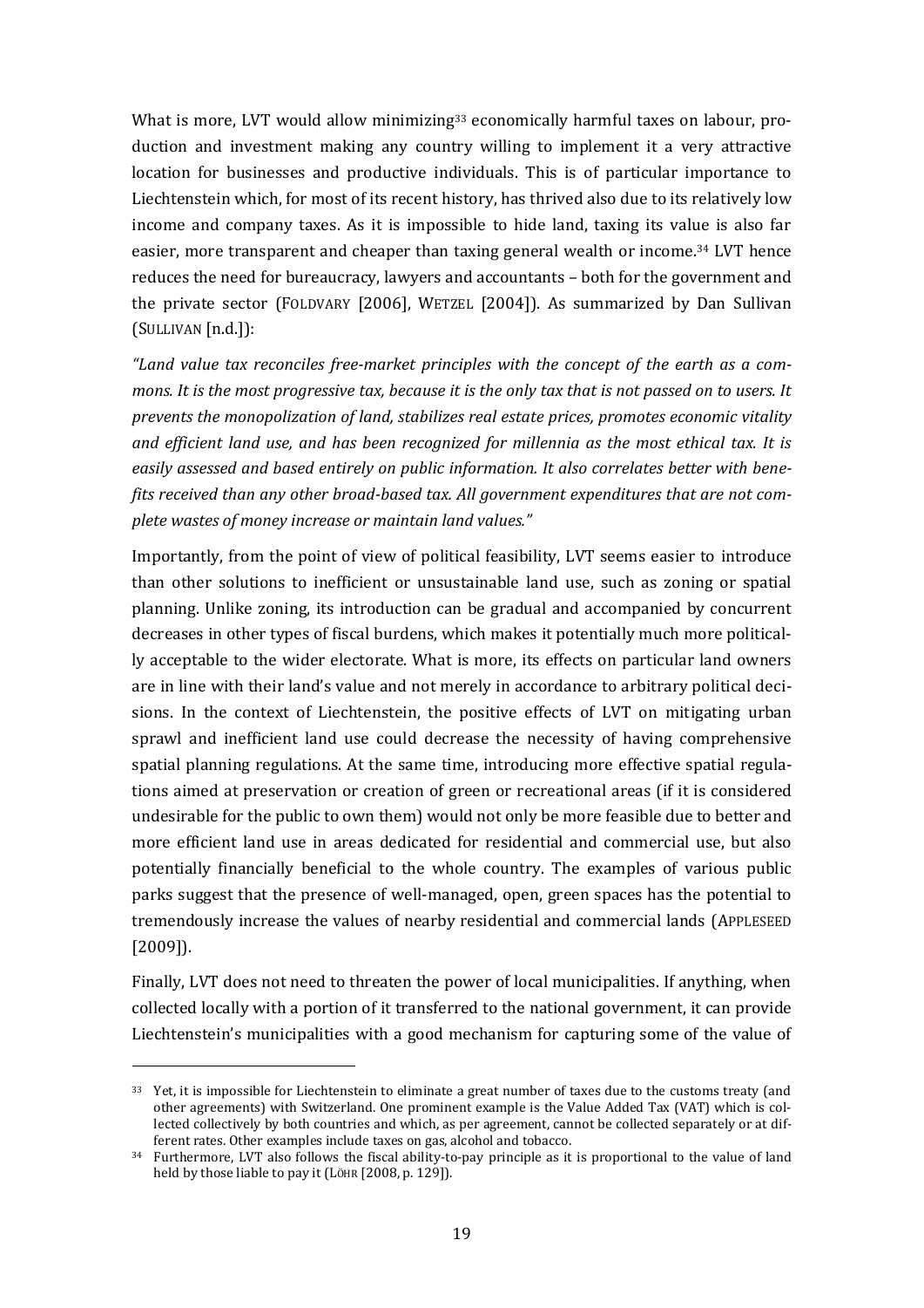What is more, LVT would allow minimizing[33] economically harmful taxes on labour, production and investment making any country willing to implement it a very attractive location for businesses and productive individuals. This is of particular importance to Liechtenstein which, for most of its recent history, has thrived also due to its relatively low income and company taxes. As it is impossible to hide land, taxing its value is also far easier, more transparent and cheaper than taxing general wealth or income.[34] LVT hence reduces the need for bureaucracy, lawyers and accountants – both for the government and the private sector (FOLDVARY [2006], WETZEL [2004]). As summarized by Dan Sullivan (SULLIVAN [n.d.]):

*"Land value tax reconciles free-market principles with the concept of the earth as a commons. It is the most progressive tax, because it is the only tax that is not passed on to users. It prevents the monopolization of land, stabilizes real estate prices, promotes economic vitality and efficient land use, and has been recognized for millennia as the most ethical tax. It is easily assessed and based entirely on public information. It also correlates better with benefits received than any other broad-based tax. All government expenditures that are not complete wastes of money increase or maintain land values."*

Importantly, from the point of view of political feasibility, LVT seems easier to introduce than other solutions to inefficient or unsustainable land use, such as zoning or spatial planning. Unlike zoning, its introduction can be gradual and accompanied by concurrent decreases in other types of fiscal burdens, which makes it potentially much more politically acceptable to the wider electorate. What is more, its effects on particular land owners are in line with their land's value and not merely in accordance to arbitrary political decisions. In the context of Liechtenstein, the positive effects of LVT on mitigating urban sprawl and inefficient land use could decrease the necessity of having comprehensive spatial planning regulations. At the same time, introducing more effective spatial regulations aimed at preservation or creation of green or recreational areas (if it is considered undesirable for the public to own them) would not only be more feasible due to better and more efficient land use in areas dedicated for residential and commercial use, but also potentially financially beneficial to the whole country. The examples of various public parks suggest that the presence of well-managed, open, green spaces has the potential to tremendously increase the values of nearby residential and commercial lands (APPLESEED [2009]).

Finally, LVT does not need to threaten the power of local municipalities. If anything, when collected locally with a portion of it transferred to the national government, it can provide Liechtenstein's municipalities with a good mechanism for capturing some of the value of

---

[33] Yet, it is impossible for Liechtenstein to eliminate a great number of taxes due to the customs treaty (and other agreements) with Switzerland. One prominent example is the Value Added Tax (VAT) which is collected collectively by both countries and which, as per agreement, cannot be collected separately or at different rates. Other examples include taxes on gas, alcohol and tobacco.

[34] Furthermore, LVT also follows the fiscal ability-to-pay principle as it is proportional to the value of land held by those liable to pay it (LÖHR [2008, p. 129]).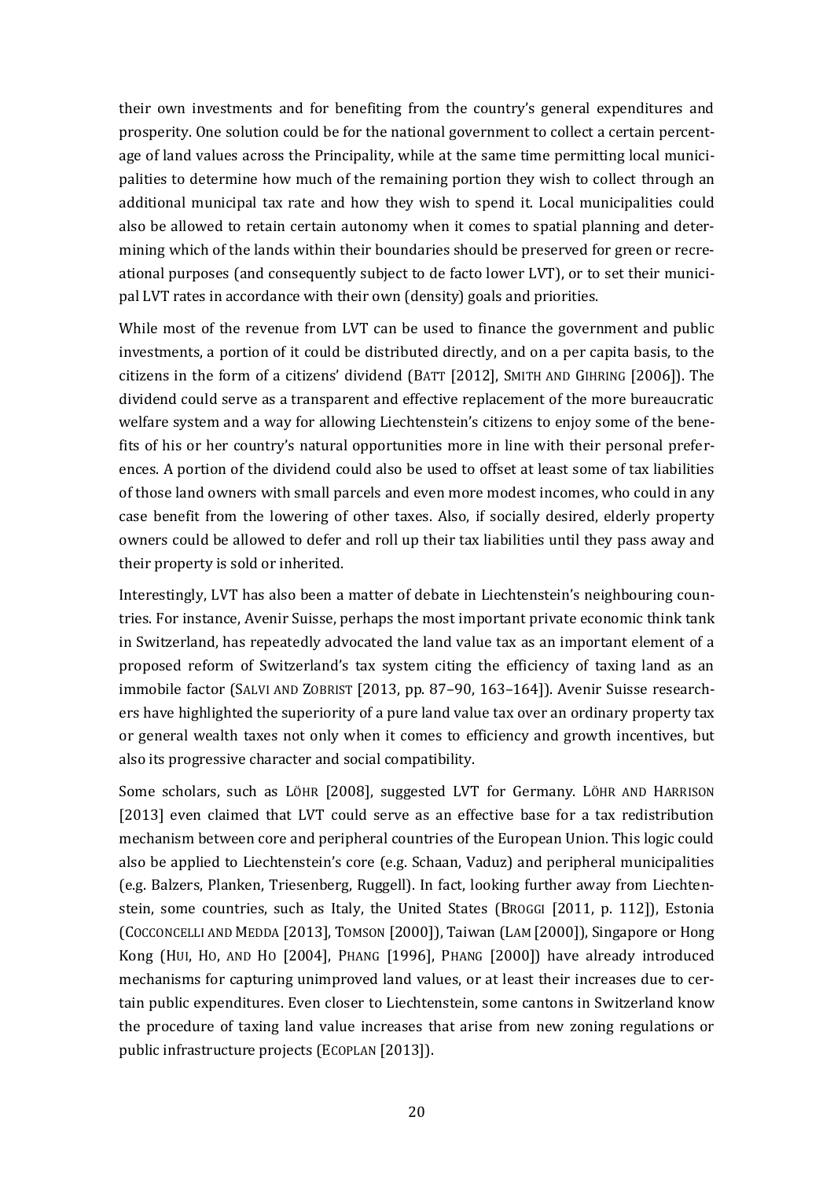their own investments and for benefiting from the country's general expenditures and prosperity. One solution could be for the national government to collect a certain percentage of land values across the Principality, while at the same time permitting local municipalities to determine how much of the remaining portion they wish to collect through an additional municipal tax rate and how they wish to spend it. Local municipalities could also be allowed to retain certain autonomy when it comes to spatial planning and determining which of the lands within their boundaries should be preserved for green or recreational purposes (and consequently subject to de facto lower LVT), or to set their municipal LVT rates in accordance with their own (density) goals and priorities.

While most of the revenue from LVT can be used to finance the government and public investments, a portion of it could be distributed directly, and on a per capita basis, to the citizens in the form of a citizens' dividend (BATT [2012], SMITH AND GIHRING [2006]). The dividend could serve as a transparent and effective replacement of the more bureaucratic welfare system and a way for allowing Liechtenstein's citizens to enjoy some of the benefits of his or her country's natural opportunities more in line with their personal preferences. A portion of the dividend could also be used to offset at least some of tax liabilities of those land owners with small parcels and even more modest incomes, who could in any case benefit from the lowering of other taxes. Also, if socially desired, elderly property owners could be allowed to defer and roll up their tax liabilities until they pass away and their property is sold or inherited.

Interestingly, LVT has also been a matter of debate in Liechtenstein's neighbouring countries. For instance, Avenir Suisse, perhaps the most important private economic think tank in Switzerland, has repeatedly advocated the land value tax as an important element of a proposed reform of Switzerland's tax system citing the efficiency of taxing land as an immobile factor (SALVI AND ZOBRIST [2013, pp. 87–90, 163–164]). Avenir Suisse researchers have highlighted the superiority of a pure land value tax over an ordinary property tax or general wealth taxes not only when it comes to efficiency and growth incentives, but also its progressive character and social compatibility.

Some scholars, such as LÖHR [2008], suggested LVT for Germany. LÖHR AND HARRISON [2013] even claimed that LVT could serve as an effective base for a tax redistribution mechanism between core and peripheral countries of the European Union. This logic could also be applied to Liechtenstein's core (e.g. Schaan, Vaduz) and peripheral municipalities (e.g. Balzers, Planken, Triesenberg, Ruggell). In fact, looking further away from Liechtenstein, some countries, such as Italy, the United States (BROGGI [2011, p. 112]), Estonia (COCCONCELLI AND MEDDA [2013], TOMSON [2000]), Taiwan (LAM [2000]), Singapore or Hong Kong (HUI, HO, AND HO [2004], PHANG [1996], PHANG [2000]) have already introduced mechanisms for capturing unimproved land values, or at least their increases due to certain public expenditures. Even closer to Liechtenstein, some cantons in Switzerland know the procedure of taxing land value increases that arise from new zoning regulations or public infrastructure projects (ECOPLAN [2013]).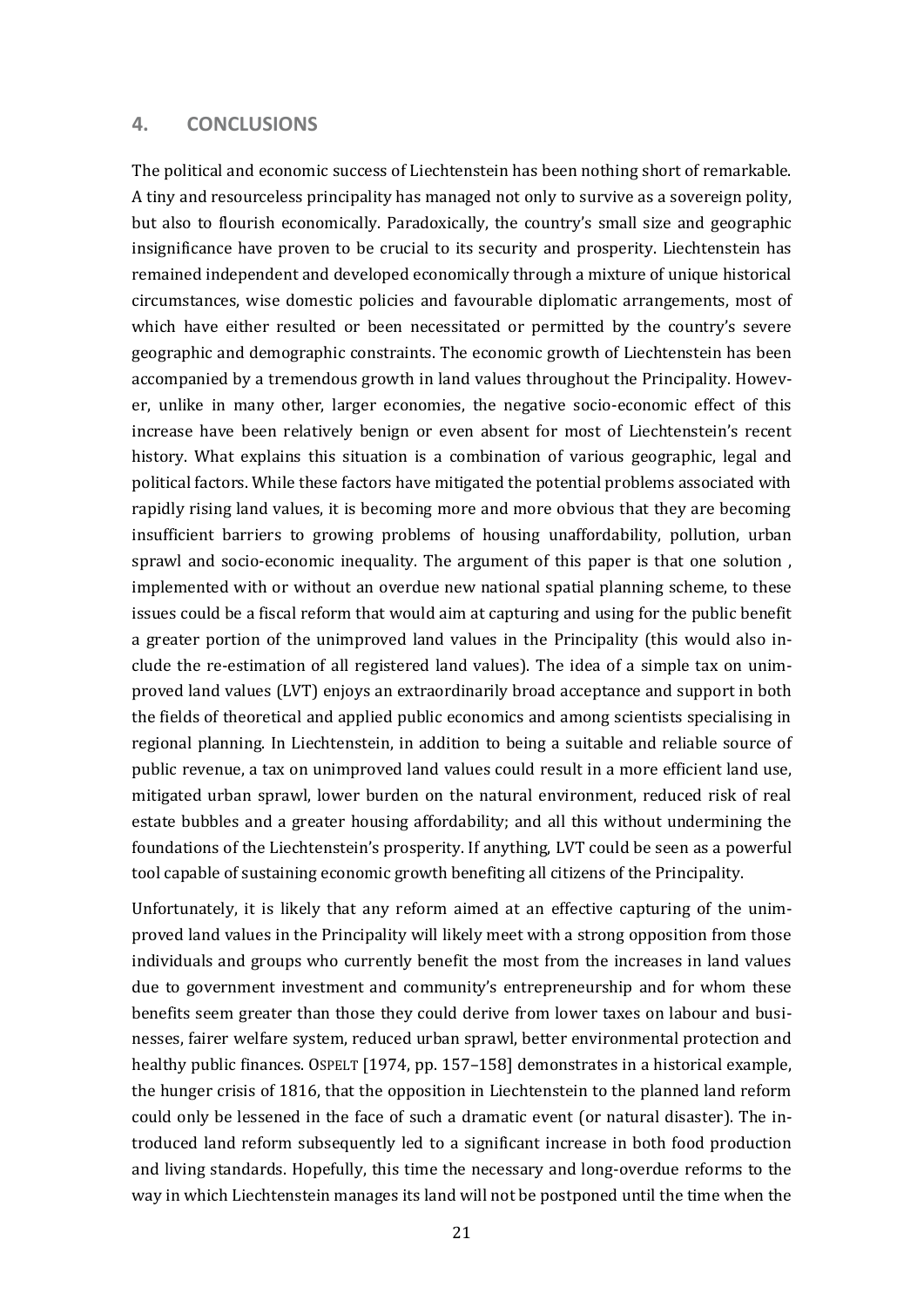## 4. CONCLUSIONS

The political and economic success of Liechtenstein has been nothing short of remarkable. A tiny and resourceless principality has managed not only to survive as a sovereign polity, but also to flourish economically. Paradoxically, the country's small size and geographic insignificance have proven to be crucial to its security and prosperity. Liechtenstein has remained independent and developed economically through a mixture of unique historical circumstances, wise domestic policies and favourable diplomatic arrangements, most of which have either resulted or been necessitated or permitted by the country's severe geographic and demographic constraints. The economic growth of Liechtenstein has been accompanied by a tremendous growth in land values throughout the Principality. However, unlike in many other, larger economies, the negative socio-economic effect of this increase have been relatively benign or even absent for most of Liechtenstein's recent history. What explains this situation is a combination of various geographic, legal and political factors. While these factors have mitigated the potential problems associated with rapidly rising land values, it is becoming more and more obvious that they are becoming insufficient barriers to growing problems of housing unaffordability, pollution, urban sprawl and socio-economic inequality. The argument of this paper is that one solution , implemented with or without an overdue new national spatial planning scheme, to these issues could be a fiscal reform that would aim at capturing and using for the public benefit a greater portion of the unimproved land values in the Principality (this would also include the re-estimation of all registered land values). The idea of a simple tax on unimproved land values (LVT) enjoys an extraordinarily broad acceptance and support in both the fields of theoretical and applied public economics and among scientists specialising in regional planning. In Liechtenstein, in addition to being a suitable and reliable source of public revenue, a tax on unimproved land values could result in a more efficient land use, mitigated urban sprawl, lower burden on the natural environment, reduced risk of real estate bubbles and a greater housing affordability; and all this without undermining the foundations of the Liechtenstein's prosperity. If anything, LVT could be seen as a powerful tool capable of sustaining economic growth benefiting all citizens of the Principality.

Unfortunately, it is likely that any reform aimed at an effective capturing of the unimproved land values in the Principality will likely meet with a strong opposition from those individuals and groups who currently benefit the most from the increases in land values due to government investment and community's entrepreneurship and for whom these benefits seem greater than those they could derive from lower taxes on labour and businesses, fairer welfare system, reduced urban sprawl, better environmental protection and healthy public finances. OSPELT [1974, pp. 157–158] demonstrates in a historical example, the hunger crisis of 1816, that the opposition in Liechtenstein to the planned land reform could only be lessened in the face of such a dramatic event (or natural disaster). The introduced land reform subsequently led to a significant increase in both food production and living standards. Hopefully, this time the necessary and long-overdue reforms to the way in which Liechtenstein manages its land will not be postponed until the time when the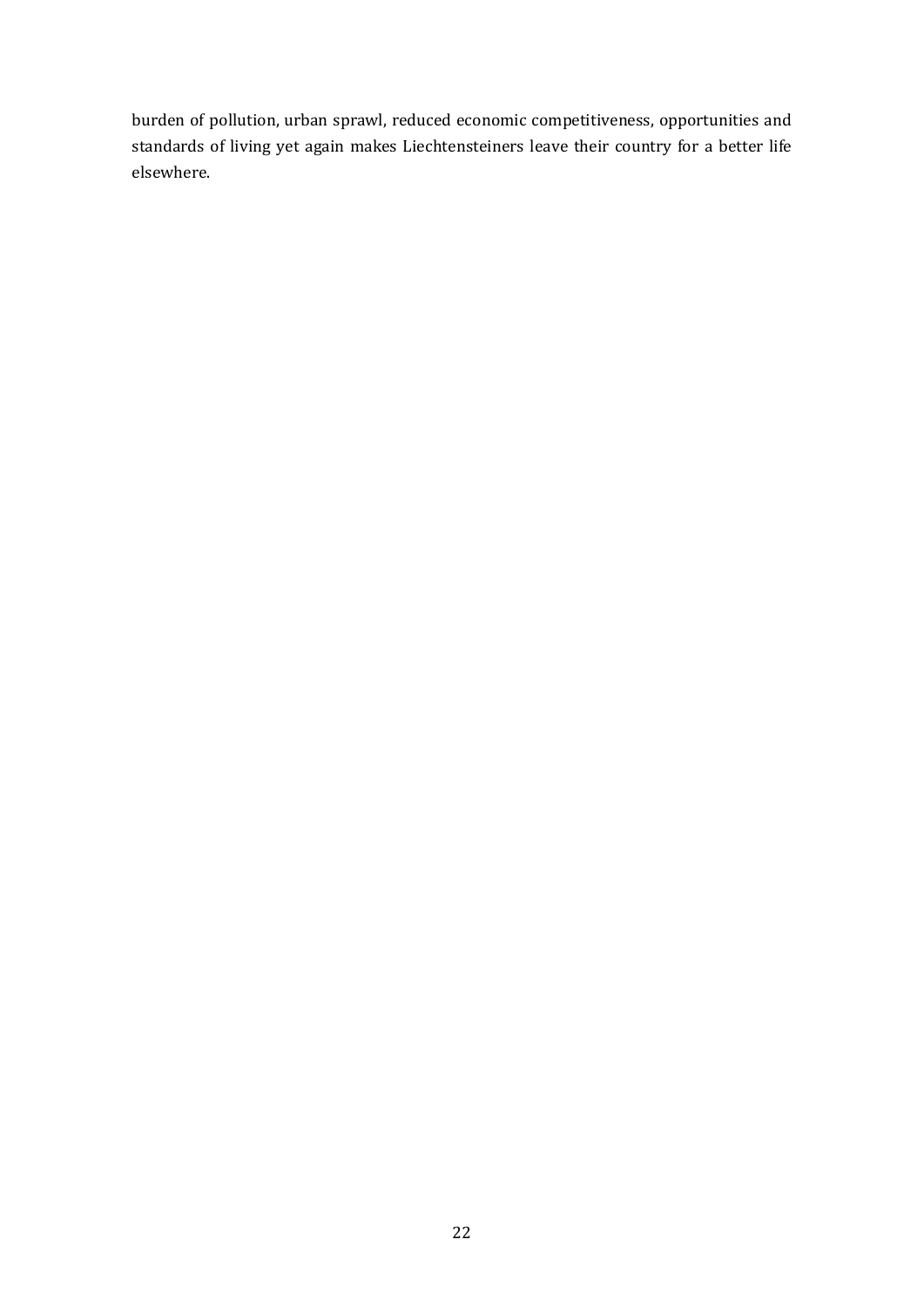burden of pollution, urban sprawl, reduced economic competitiveness, opportunities and standards of living yet again makes Liechtensteiners leave their country for a better life elsewhere.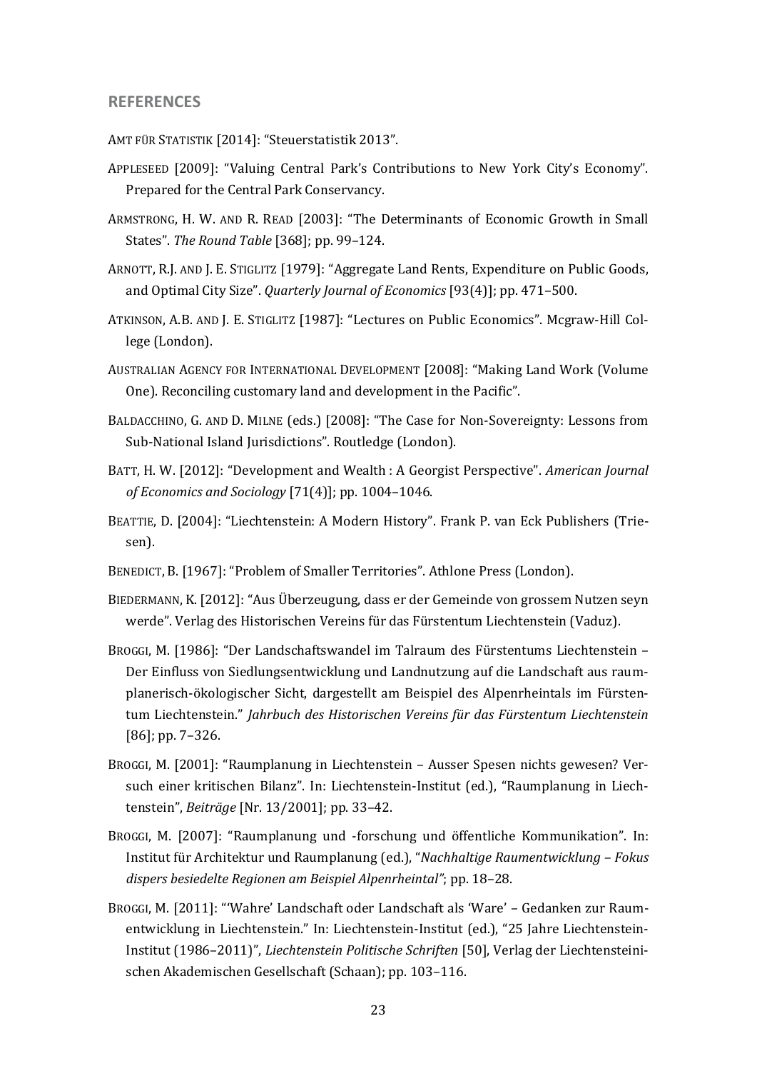## REFERENCES

AMT FÜR STATISTIK [2014]: "Steuerstatistik 2013".

APPLESEED [2009]: "Valuing Central Park's Contributions to New York City's Economy". Prepared for the Central Park Conservancy.

ARMSTRONG, H. W. AND R. READ [2003]: "The Determinants of Economic Growth in Small States". *The Round Table* [368]; pp. 99–124.

ARNOTT, R.J. AND J. E. STIGLITZ [1979]: "Aggregate Land Rents, Expenditure on Public Goods, and Optimal City Size". *Quarterly Journal of Economics* [93(4)]; pp. 471–500.

ATKINSON, A.B. AND J. E. STIGLITZ [1987]: "Lectures on Public Economics". Mcgraw-Hill College (London).

AUSTRALIAN AGENCY FOR INTERNATIONAL DEVELOPMENT [2008]: "Making Land Work (Volume One). Reconciling customary land and development in the Pacific".

BALDACCHINO, G. AND D. MILNE (eds.) [2008]: "The Case for Non-Sovereignty: Lessons from Sub-National Island Jurisdictions". Routledge (London).

BATT, H. W. [2012]: "Development and Wealth : A Georgist Perspective". *American Journal of Economics and Sociology* [71(4)]; pp. 1004–1046.

BEATTIE, D. [2004]: "Liechtenstein: A Modern History". Frank P. van Eck Publishers (Triesen).

BENEDICT, B. [1967]: "Problem of Smaller Territories". Athlone Press (London).

BIEDERMANN, K. [2012]: "Aus Überzeugung, dass er der Gemeinde von grossem Nutzen seyn werde". Verlag des Historischen Vereins für das Fürstentum Liechtenstein (Vaduz).

BROGGI, M. [1986]: "Der Landschaftswandel im Talraum des Fürstentums Liechtenstein – Der Einfluss von Siedlungsentwicklung und Landnutzung auf die Landschaft aus raumplanerisch-ökologischer Sicht, dargestellt am Beispiel des Alpenrheintals im Fürstentum Liechtenstein." *Jahrbuch des Historischen Vereins für das Fürstentum Liechtenstein* [86]; pp. 7–326.

BROGGI, M. [2001]: "Raumplanung in Liechtenstein – Ausser Spesen nichts gewesen? Versuch einer kritischen Bilanz". In: Liechtenstein-Institut (ed.), "Raumplanung in Liechtenstein", *Beiträge* [Nr. 13/2001]; pp. 33–42.

BROGGI, M. [2007]: "Raumplanung und -forschung und öffentliche Kommunikation". In: Institut für Architektur und Raumplanung (ed.), "*Nachhaltige Raumentwicklung – Fokus dispers besiedelte Regionen am Beispiel Alpenrheintal"*; pp. 18–28.

BROGGI, M. [2011]: "'Wahre' Landschaft oder Landschaft als 'Ware' – Gedanken zur Raumentwicklung in Liechtenstein." In: Liechtenstein-Institut (ed.), "25 Jahre Liechtenstein-Institut (1986–2011)", *Liechtenstein Politische Schriften* [50], Verlag der Liechtensteinischen Akademischen Gesellschaft (Schaan); pp. 103–116.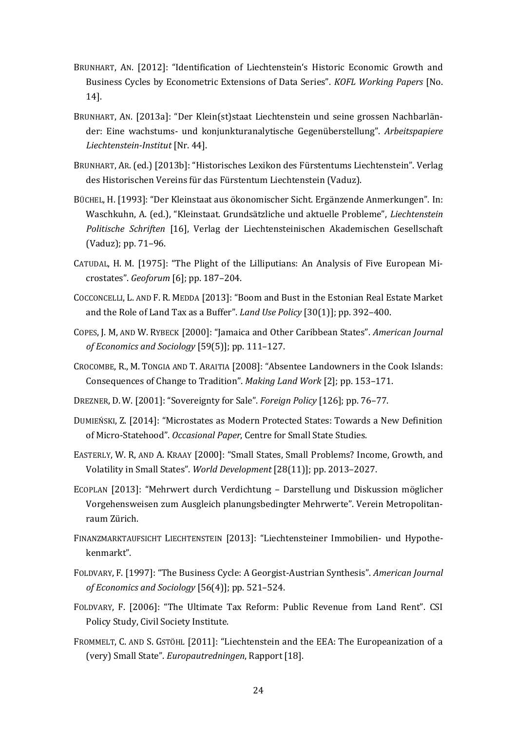BRUNHART, AN. [2012]: "Identification of Liechtenstein's Historic Economic Growth and Business Cycles by Econometric Extensions of Data Series". *KOFL Working Papers* [No. 14].

BRUNHART, AN. [2013a]: "Der Klein(st)staat Liechtenstein und seine grossen Nachbarländer: Eine wachstums- und konjunkturanalytische Gegenüberstellung". *Arbeitspapiere Liechtenstein-Institut* [Nr. 44].

BRUNHART, AR. (ed.) [2013b]: "Historisches Lexikon des Fürstentums Liechtenstein". Verlag des Historischen Vereins für das Fürstentum Liechtenstein (Vaduz).

BÜCHEL, H. [1993]: "Der Kleinstaat aus ökonomischer Sicht. Ergänzende Anmerkungen". In: Waschkuhn, A. (ed.), "Kleinstaat. Grundsätzliche und aktuelle Probleme", *Liechtenstein Politische Schriften* [16], Verlag der Liechtensteinischen Akademischen Gesellschaft (Vaduz); pp. 71–96.

CATUDAL, H. M. [1975]: "The Plight of the Lilliputians: An Analysis of Five European Microstates". *Geoforum* [6]; pp. 187–204.

COCCONCELLI, L. AND F. R. MEDDA [2013]: "Boom and Bust in the Estonian Real Estate Market and the Role of Land Tax as a Buffer". *Land Use Policy* [30(1)]; pp. 392–400.

COPES, J. M, AND W. RYBECK [2000]: "Jamaica and Other Caribbean States". *American Journal of Economics and Sociology* [59(5)]; pp. 111–127.

CROCOMBE, R., M. TONGIA AND T. ARAITIA [2008]: "Absentee Landowners in the Cook Islands: Consequences of Change to Tradition". *Making Land Work* [2]; pp. 153–171.

DREZNER, D. W. [2001]: "Sovereignty for Sale". *Foreign Policy* [126]; pp. 76–77.

DUMIEŃSKI, Z. [2014]: "Microstates as Modern Protected States: Towards a New Definition of Micro-Statehood". *Occasional Paper*, Centre for Small State Studies.

EASTERLY, W. R, AND A. KRAAY [2000]: "Small States, Small Problems? Income, Growth, and Volatility in Small States". *World Development* [28(11)]; pp. 2013–2027.

ECOPLAN [2013]: "Mehrwert durch Verdichtung – Darstellung und Diskussion möglicher Vorgehensweisen zum Ausgleich planungsbedingter Mehrwerte". Verein Metropolitanraum Zürich.

FINANZMARKTAUFSICHT LIECHTENSTEIN [2013]: "Liechtensteiner Immobilien- und Hypothekenmarkt".

FOLDVARY, F. [1997]: "The Business Cycle: A Georgist-Austrian Synthesis". *American Journal of Economics and Sociology* [56(4)]; pp. 521–524.

FOLDVARY, F. [2006]: "The Ultimate Tax Reform: Public Revenue from Land Rent". CSI Policy Study, Civil Society Institute.

FROMMELT, C. AND S. GSTÖHL [2011]: "Liechtenstein and the EEA: The Europeanization of a (very) Small State". *Europautredningen*, Rapport [18].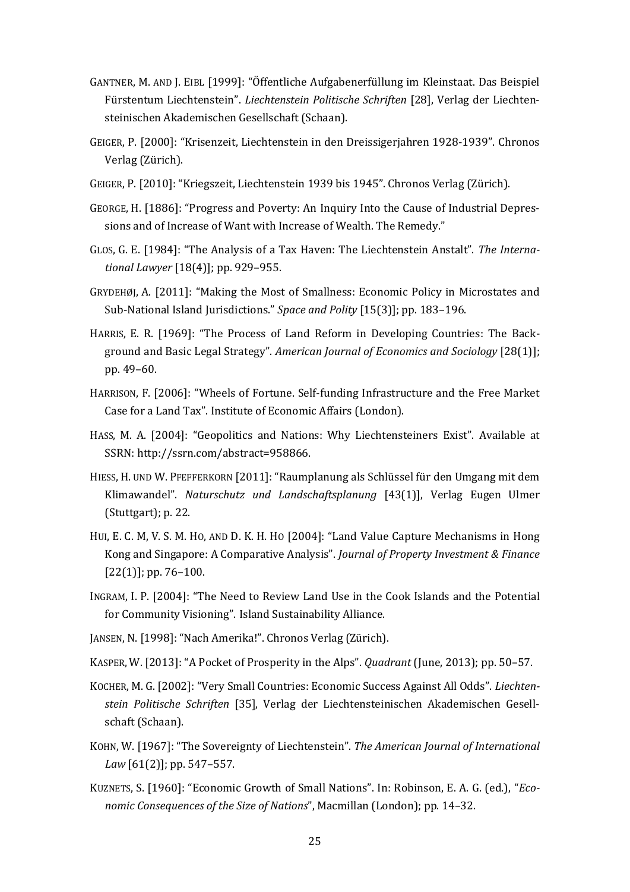GANTNER, M. AND J. EIBL [1999]: "Öffentliche Aufgabenerfüllung im Kleinstaat. Das Beispiel Fürstentum Liechtenstein". *Liechtenstein Politische Schriften* [28], Verlag der Liechtensteinischen Akademischen Gesellschaft (Schaan).

GEIGER, P. [2000]: "Krisenzeit, Liechtenstein in den Dreissigerjahren 1928-1939". Chronos Verlag (Zürich).

GEIGER, P. [2010]: "Kriegszeit, Liechtenstein 1939 bis 1945". Chronos Verlag (Zürich).

GEORGE, H. [1886]: "Progress and Poverty: An Inquiry Into the Cause of Industrial Depressions and of Increase of Want with Increase of Wealth. The Remedy."

GLOS, G. E. [1984]: "The Analysis of a Tax Haven: The Liechtenstein Anstalt". *The International Lawyer* [18(4)]; pp. 929–955.

GRYDEHØJ, A. [2011]: "Making the Most of Smallness: Economic Policy in Microstates and Sub-National Island Jurisdictions." *Space and Polity* [15(3)]; pp. 183–196.

HARRIS, E. R. [1969]: "The Process of Land Reform in Developing Countries: The Background and Basic Legal Strategy". *American Journal of Economics and Sociology* [28(1)]; pp. 49–60.

HARRISON, F. [2006]: "Wheels of Fortune. Self-funding Infrastructure and the Free Market Case for a Land Tax". Institute of Economic Affairs (London).

HASS, M. A. [2004]: "Geopolitics and Nations: Why Liechtensteiners Exist". Available at SSRN: http://ssrn.com/abstract=958866.

HIESS, H. UND W. PFEFFERKORN [2011]: "Raumplanung als Schlüssel für den Umgang mit dem Klimawandel". *Naturschutz und Landschaftsplanung* [43(1)], Verlag Eugen Ulmer (Stuttgart); p. 22.

HUI, E. C. M, V. S. M. HO, AND D. K. H. HO [2004]: "Land Value Capture Mechanisms in Hong Kong and Singapore: A Comparative Analysis". *Journal of Property Investment & Finance* [22(1)]; pp. 76–100.

INGRAM, I. P. [2004]: "The Need to Review Land Use in the Cook Islands and the Potential for Community Visioning". Island Sustainability Alliance.

JANSEN, N. [1998]: "Nach Amerika!". Chronos Verlag (Zürich).

KASPER, W. [2013]: "A Pocket of Prosperity in the Alps". *Quadrant* (June, 2013); pp. 50–57.

KOCHER, M. G. [2002]: "Very Small Countries: Economic Success Against All Odds". *Liechtenstein Politische Schriften* [35], Verlag der Liechtensteinischen Akademischen Gesellschaft (Schaan).

KOHN, W. [1967]: "The Sovereignty of Liechtenstein". *The American Journal of International Law* [61(2)]; pp. 547–557.

KUZNETS, S. [1960]: "Economic Growth of Small Nations". In: Robinson, E. A. G. (ed.), "*Economic Consequences of the Size of Nations*", Macmillan (London); pp. 14–32.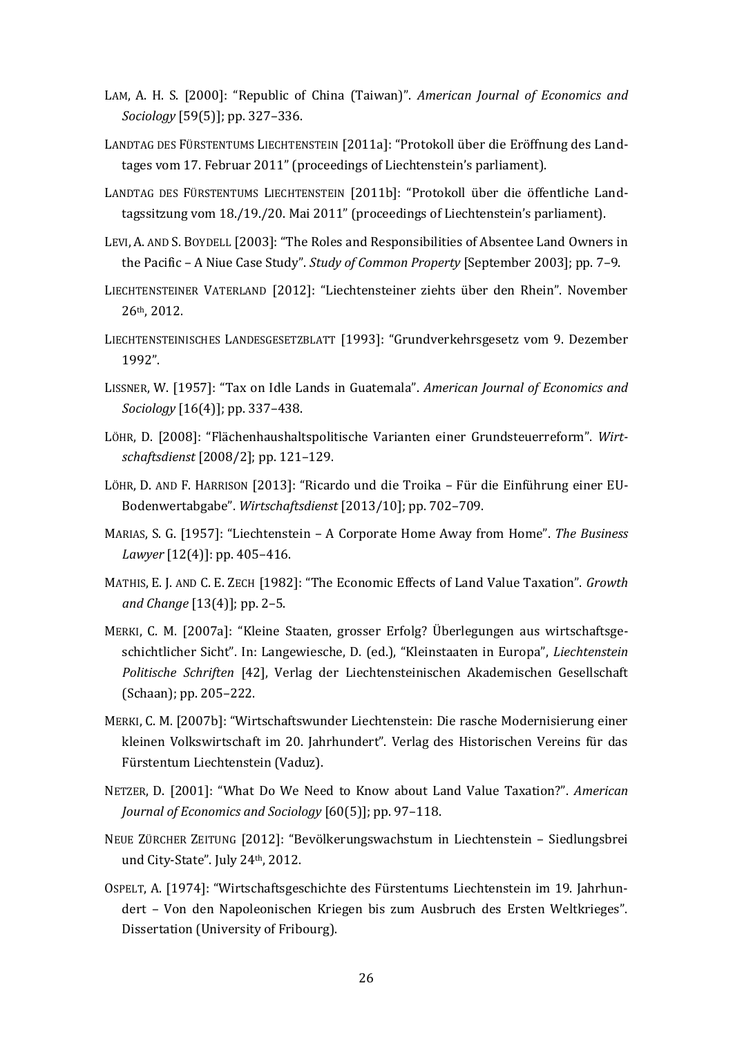LAM, A. H. S. [2000]: "Republic of China (Taiwan)". *American Journal of Economics and Sociology* [59(5)]; pp. 327–336.

LANDTAG DES FÜRSTENTUMS LIECHTENSTEIN [2011a]: "Protokoll über die Eröffnung des Landtages vom 17. Februar 2011" (proceedings of Liechtenstein's parliament).

LANDTAG DES FÜRSTENTUMS LIECHTENSTEIN [2011b]: "Protokoll über die öffentliche Landtagssitzung vom 18./19./20. Mai 2011" (proceedings of Liechtenstein's parliament).

LEVI, A. AND S. BOYDELL [2003]: "The Roles and Responsibilities of Absentee Land Owners in the Pacific – A Niue Case Study". *Study of Common Property* [September 2003]; pp. 7–9.

LIECHTENSTEINER VATERLAND [2012]: "Liechtensteiner ziehts über den Rhein". November 26th, 2012.

LIECHTENSTEINISCHES LANDESGESETZBLATT [1993]: "Grundverkehrsgesetz vom 9. Dezember 1992".

LISSNER, W. [1957]: "Tax on Idle Lands in Guatemala". *American Journal of Economics and Sociology* [16(4)]; pp. 337–438.

LÖHR, D. [2008]: "Flächenhaushaltspolitische Varianten einer Grundsteuerreform". *Wirtschaftsdienst* [2008/2]; pp. 121–129.

LÖHR, D. AND F. HARRISON [2013]: "Ricardo und die Troika – Für die Einführung einer EU-Bodenwertabgabe". *Wirtschaftsdienst* [2013/10]; pp. 702–709.

MARIAS, S. G. [1957]: "Liechtenstein – A Corporate Home Away from Home". *The Business Lawyer* [12(4)]: pp. 405–416.

MATHIS, E. J. AND C. E. ZECH [1982]: "The Economic Effects of Land Value Taxation". *Growth and Change* [13(4)]; pp. 2–5.

MERKI, C. M. [2007a]: "Kleine Staaten, grosser Erfolg? Überlegungen aus wirtschaftsgeschichtlicher Sicht". In: Langewiesche, D. (ed.), "Kleinstaaten in Europa", *Liechtenstein Politische Schriften* [42], Verlag der Liechtensteinischen Akademischen Gesellschaft (Schaan); pp. 205–222.

MERKI, C. M. [2007b]: "Wirtschaftswunder Liechtenstein: Die rasche Modernisierung einer kleinen Volkswirtschaft im 20. Jahrhundert". Verlag des Historischen Vereins für das Fürstentum Liechtenstein (Vaduz).

NETZER, D. [2001]: "What Do We Need to Know about Land Value Taxation?". *American Journal of Economics and Sociology* [60(5)]; pp. 97–118.

NEUE ZÜRCHER ZEITUNG [2012]: "Bevölkerungswachstum in Liechtenstein – Siedlungsbrei und City-State". July 24th, 2012.

OSPELT, A. [1974]: "Wirtschaftsgeschichte des Fürstentums Liechtenstein im 19. Jahrhundert – Von den Napoleonischen Kriegen bis zum Ausbruch des Ersten Weltkrieges". Dissertation (University of Fribourg).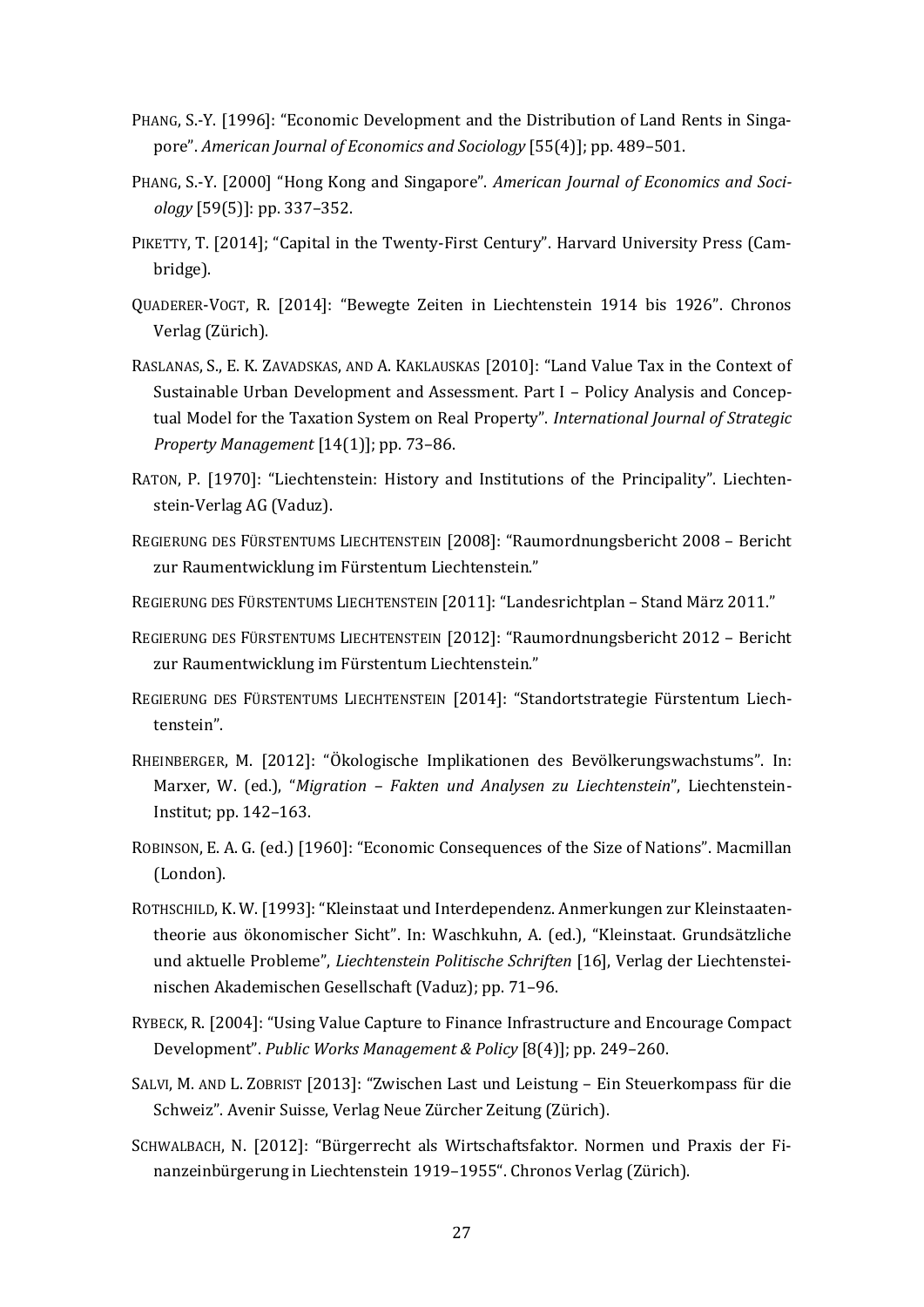PHANG, S.-Y. [1996]: "Economic Development and the Distribution of Land Rents in Singapore". *American Journal of Economics and Sociology* [55(4)]; pp. 489–501.

PHANG, S.-Y. [2000] "Hong Kong and Singapore". *American Journal of Economics and Sociology* [59(5)]: pp. 337–352.

PIKETTY, T. [2014]; "Capital in the Twenty-First Century". Harvard University Press (Cambridge).

QUADERER-VOGT, R. [2014]: "Bewegte Zeiten in Liechtenstein 1914 bis 1926". Chronos Verlag (Zürich).

RASLANAS, S., E. K. ZAVADSKAS, AND A. KAKLAUSKAS [2010]: "Land Value Tax in the Context of Sustainable Urban Development and Assessment. Part I – Policy Analysis and Conceptual Model for the Taxation System on Real Property". *International Journal of Strategic Property Management* [14(1)]; pp. 73–86.

RATON, P. [1970]: "Liechtenstein: History and Institutions of the Principality". Liechtenstein-Verlag AG (Vaduz).

REGIERUNG DES FÜRSTENTUMS LIECHTENSTEIN [2008]: "Raumordnungsbericht 2008 – Bericht zur Raumentwicklung im Fürstentum Liechtenstein."

REGIERUNG DES FÜRSTENTUMS LIECHTENSTEIN [2011]: "Landesrichtplan – Stand März 2011."

REGIERUNG DES FÜRSTENTUMS LIECHTENSTEIN [2012]: "Raumordnungsbericht 2012 – Bericht zur Raumentwicklung im Fürstentum Liechtenstein."

REGIERUNG DES FÜRSTENTUMS LIECHTENSTEIN [2014]: "Standortstrategie Fürstentum Liechtenstein".

RHEINBERGER, M. [2012]: "Ökologische Implikationen des Bevölkerungswachstums". In: Marxer, W. (ed.), "*Migration – Fakten und Analysen zu Liechtenstein*", Liechtenstein-Institut; pp. 142–163.

ROBINSON, E. A. G. (ed.) [1960]: "Economic Consequences of the Size of Nations". Macmillan (London).

ROTHSCHILD, K. W. [1993]: "Kleinstaat und Interdependenz. Anmerkungen zur Kleinstaatentheorie aus ökonomischer Sicht". In: Waschkuhn, A. (ed.), "Kleinstaat. Grundsätzliche und aktuelle Probleme", *Liechtenstein Politische Schriften* [16], Verlag der Liechtensteinischen Akademischen Gesellschaft (Vaduz); pp. 71–96.

RYBECK, R. [2004]: "Using Value Capture to Finance Infrastructure and Encourage Compact Development". *Public Works Management & Policy* [8(4)]; pp. 249–260.

SALVI, M. AND L. ZOBRIST [2013]: "Zwischen Last und Leistung – Ein Steuerkompass für die Schweiz". Avenir Suisse, Verlag Neue Zürcher Zeitung (Zürich).

SCHWALBACH, N. [2012]: "Bürgerrecht als Wirtschaftsfaktor. Normen und Praxis der Finanzeinbürgerung in Liechtenstein 1919–1955". Chronos Verlag (Zürich).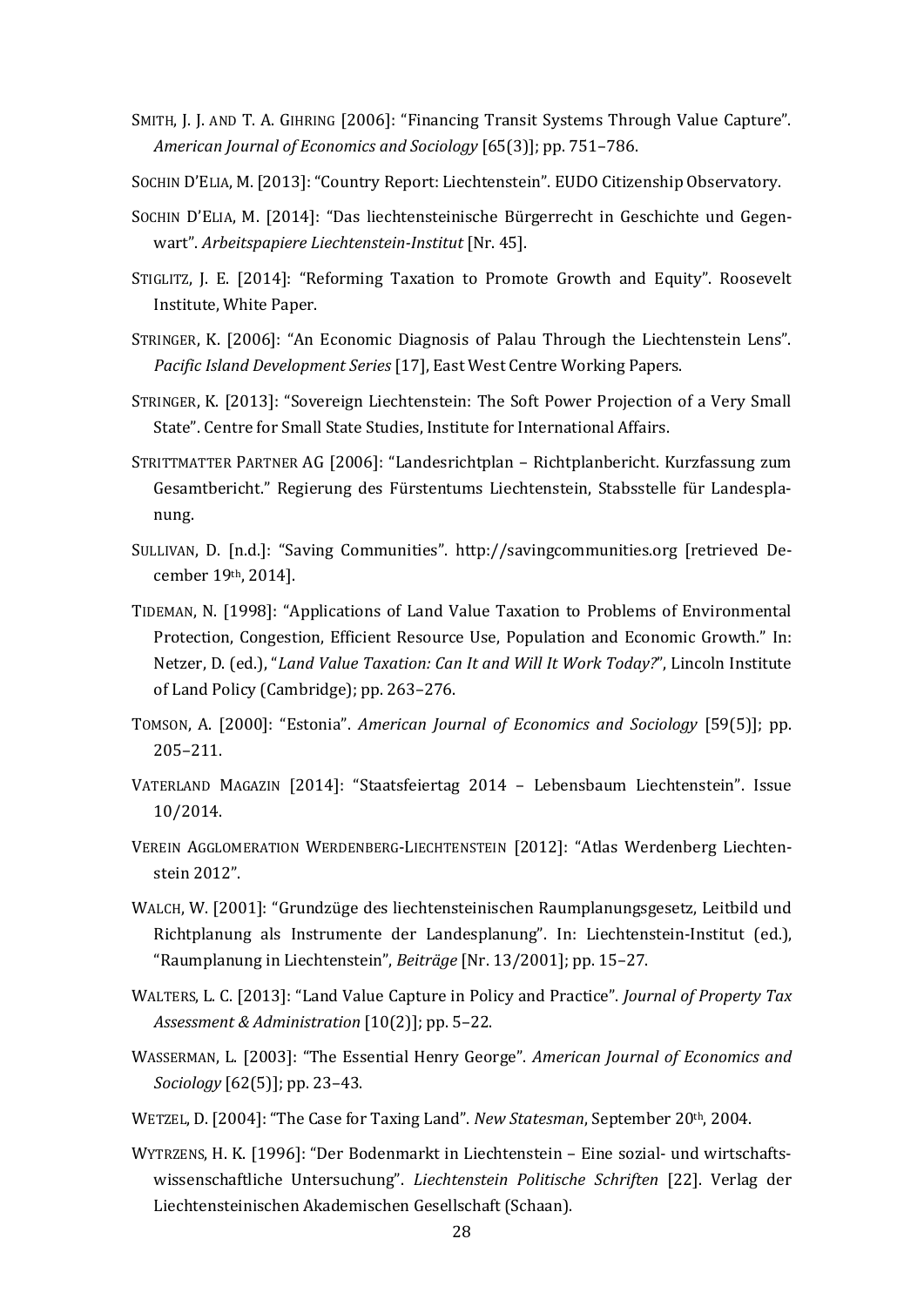SMITH, J. J. AND T. A. GIHRING [2006]: “Financing Transit Systems Through Value Capture”. *American Journal of Economics and Sociology* [65(3)]; pp. 751–786.

SOCHIN D’ELIA, M. [2013]: “Country Report: Liechtenstein”. EUDO Citizenship Observatory.

SOCHIN D’ELIA, M. [2014]: “Das liechtensteinische Bürgerrecht in Geschichte und Gegenwart”. *Arbeitspapiere Liechtenstein-Institut* [Nr. 45].

STIGLITZ, J. E. [2014]: “Reforming Taxation to Promote Growth and Equity”. Roosevelt Institute, White Paper.

STRINGER, K. [2006]: “An Economic Diagnosis of Palau Through the Liechtenstein Lens”. *Pacific Island Development Series* [17], East West Centre Working Papers.

STRINGER, K. [2013]: “Sovereign Liechtenstein: The Soft Power Projection of a Very Small State”. Centre for Small State Studies, Institute for International Affairs.

STRITTMATTER PARTNER AG [2006]: “Landesrichtplan – Richtplanbericht. Kurzfassung zum Gesamtbericht.” Regierung des Fürstentums Liechtenstein, Stabsstelle für Landesplanung.

SULLIVAN, D. [n.d.]: “Saving Communities”. http://savingcommunities.org [retrieved December 19th, 2014].

TIDEMAN, N. [1998]: “Applications of Land Value Taxation to Problems of Environmental Protection, Congestion, Efficient Resource Use, Population and Economic Growth.” In: Netzer, D. (ed.), “*Land Value Taxation: Can It and Will It Work Today?*”, Lincoln Institute of Land Policy (Cambridge); pp. 263–276.

TOMSON, A. [2000]: “Estonia”. *American Journal of Economics and Sociology* [59(5)]; pp. 205–211.

VATERLAND MAGAZIN [2014]: “Staatsfeiertag 2014 – Lebensbaum Liechtenstein”. Issue 10/2014.

VEREIN AGGLOMERATION WERDENBERG-LIECHTENSTEIN [2012]: “Atlas Werdenberg Liechtenstein 2012”.

WALCH, W. [2001]: “Grundzüge des liechtensteinischen Raumplanungsgesetz, Leitbild und Richtplanung als Instrumente der Landesplanung”. In: Liechtenstein-Institut (ed.), “Raumplanung in Liechtenstein”, *Beiträge* [Nr. 13/2001]; pp. 15–27.

WALTERS, L. C. [2013]: “Land Value Capture in Policy and Practice”. *Journal of Property Tax Assessment & Administration* [10(2)]; pp. 5–22.

WASSERMAN, L. [2003]: “The Essential Henry George”. *American Journal of Economics and Sociology* [62(5)]; pp. 23–43.

WETZEL, D. [2004]: “The Case for Taxing Land”. *New Statesman*, September 20th, 2004.

WYTRZENS, H. K. [1996]: “Der Bodenmarkt in Liechtenstein – Eine sozial- und wirtschaftswissenschaftliche Untersuchung”. *Liechtenstein Politische Schriften* [22]. Verlag der Liechtensteinischen Akademischen Gesellschaft (Schaan).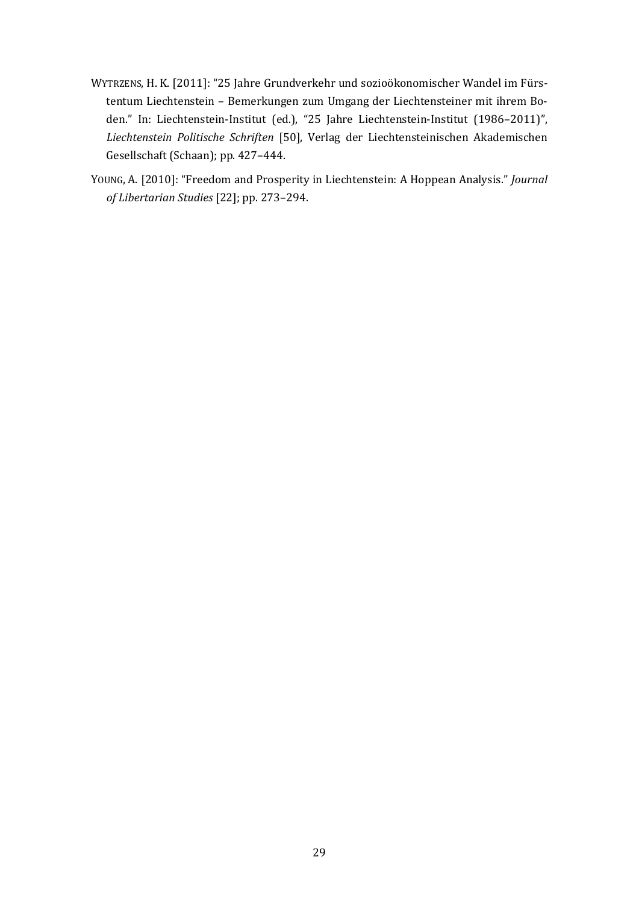WYTRZENS, H. K. [2011]: "25 Jahre Grundverkehr und sozioökonomischer Wandel im Fürstentum Liechtenstein – Bemerkungen zum Umgang der Liechtensteiner mit ihrem Boden." In: Liechtenstein-Institut (ed.), "25 Jahre Liechtenstein-Institut (1986–2011)", *Liechtenstein Politische Schriften* [50], Verlag der Liechtensteinischen Akademischen Gesellschaft (Schaan); pp. 427–444.

YOUNG, A. [2010]: "Freedom and Prosperity in Liechtenstein: A Hoppean Analysis." *Journal of Libertarian Studies* [22]; pp. 273–294.